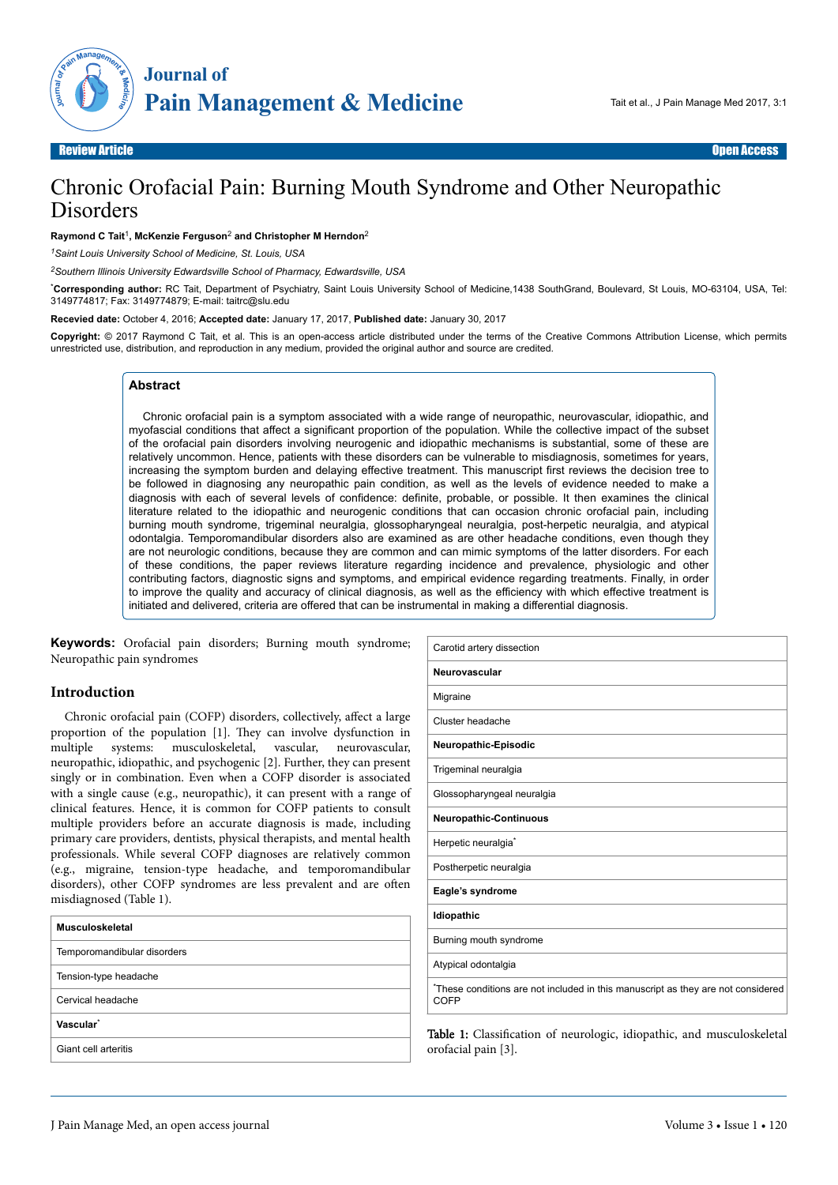Review Article — Open Access

# Chronic Orofacial Pain: Burning Mouth Syndrome and Other Neuropathic Disorders

**Raymond C Tait[1], McKenzie Ferguson[2] and Christopher M Herndon[2]**

*[1]Saint Louis University School of Medicine, St. Louis, USA*

*[2]Southern Illinois University Edwardsville School of Pharmacy, Edwardsville, USA*

***Corresponding author:** RC Tait, Department of Psychiatry, Saint Louis University School of Medicine,1438 SouthGrand, Boulevard, St Louis, MO-63104, USA, Tel: 3149774817; Fax: 3149774879; E-mail: taitrc@slu.edu

**Recevied date:** October 4, 2016; **Accepted date:** January 17, 2017, **Published date:** January 30, 2017

**Copyright:** © 2017 Raymond C Tait, et al. This is an open-access article distributed under the terms of the Creative Commons Attribution License, which permits unrestricted use, distribution, and reproduction in any medium, provided the original author and source are credited.

## Abstract

Chronic orofacial pain is a symptom associated with a wide range of neuropathic, neurovascular, idiopathic, and myofascial conditions that affect a significant proportion of the population. While the collective impact of the subset of the orofacial pain disorders involving neurogenic and idiopathic mechanisms is substantial, some of these are relatively uncommon. Hence, patients with these disorders can be vulnerable to misdiagnosis, sometimes for years, increasing the symptom burden and delaying effective treatment. This manuscript first reviews the decision tree to be followed in diagnosing any neuropathic pain condition, as well as the levels of evidence needed to make a diagnosis with each of several levels of confidence: definite, probable, or possible. It then examines the clinical literature related to the idiopathic and neurogenic conditions that can occasion chronic orofacial pain, including burning mouth syndrome, trigeminal neuralgia, glossopharyngeal neuralgia, post-herpetic neuralgia, and atypical odontalgia. Temporomandibular disorders also are examined as are other headache conditions, even though they are not neurologic conditions, because they are common and can mimic symptoms of the latter disorders. For each of these conditions, the paper reviews literature regarding incidence and prevalence, physiologic and other contributing factors, diagnostic signs and symptoms, and empirical evidence regarding treatments. Finally, in order to improve the quality and accuracy of clinical diagnosis, as well as the efficiency with which effective treatment is initiated and delivered, criteria are offered that can be instrumental in making a differential diagnosis.

**Keywords:** Orofacial pain disorders; Burning mouth syndrome; Neuropathic pain syndromes

## Introduction

Chronic orofacial pain (COFP) disorders, collectively, affect a large proportion of the population [1]. They can involve dysfunction in multiple systems: musculoskeletal, vascular, neurovascular, neuropathic, idiopathic, and psychogenic [2]. Further, they can present singly or in combination. Even when a COFP disorder is associated with a single cause (e.g., neuropathic), it can present with a range of clinical features. Hence, it is common for COFP patients to consult multiple providers before an accurate diagnosis is made, including primary care providers, dentists, physical therapists, and mental health professionals. While several COFP diagnoses are relatively common (e.g., migraine, tension-type headache, and temporomandibular disorders), other COFP syndromes are less prevalent and are often misdiagnosed (Table 1).

| **Musculoskeletal** |
|---|
| Temporomandibular disorders |
| Tension-type headache |
| Cervical headache |
| **Vascular*** |
| Giant cell arteritis |
| Carotid artery dissection |
| **Neurovascular** |
| Migraine |
| Cluster headache |
| **Neuropathic-Episodic** |
| Trigeminal neuralgia |
| Glossopharyngeal neuralgia |
| **Neuropathic-Continuous** |
| Herpetic neuralgia* |
| Postherpetic neuralgia |
| **Eagle's syndrome** |
| **Idiopathic** |
| Burning mouth syndrome |
| Atypical odontalgia |
| *These conditions are not included in this manuscript as they are not considered COFP |

Table 1: Classification of neurologic, idiopathic, and musculoskeletal orofacial pain [3].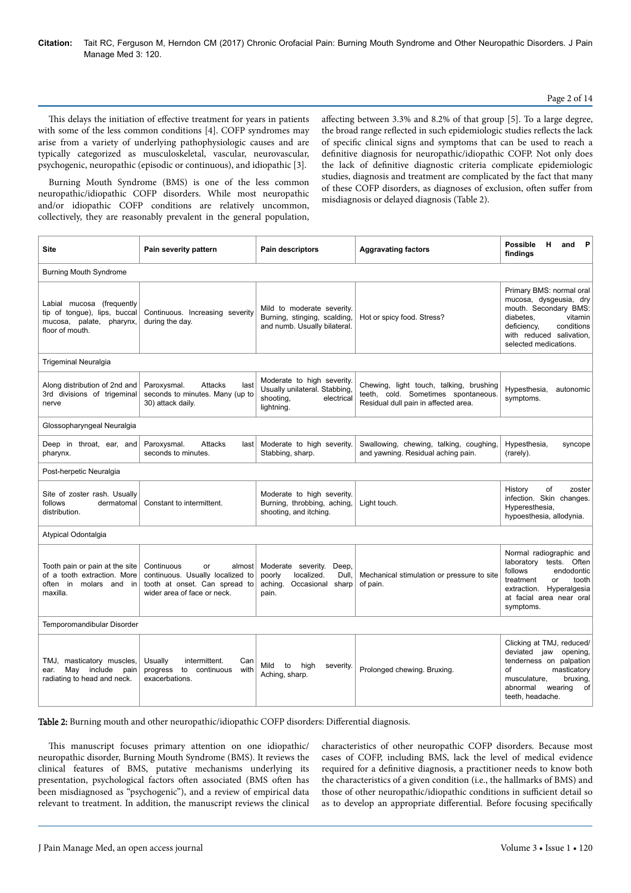This delays the initiation of effective treatment for years in patients with some of the less common conditions [4]. COFP syndromes may arise from a variety of underlying pathophysiologic causes and are typically categorized as musculoskeletal, vascular, neurovascular, psychogenic, neuropathic (episodic or continuous), and idiopathic [3].

Burning Mouth Syndrome (BMS) is one of the less common neuropathic/idiopathic COFP disorders. While most neuropathic and/or idiopathic COFP conditions are relatively uncommon, collectively, they are reasonably prevalent in the general population, affecting between 3.3% and 8.2% of that group [5]. To a large degree, the broad range reflected in such epidemiologic studies reflects the lack of specific clinical signs and symptoms that can be used to reach a definitive diagnosis for neuropathic/idiopathic COFP. Not only does the lack of definitive diagnostic criteria complicate epidemiologic studies, diagnosis and treatment are complicated by the fact that many of these COFP disorders, as diagnoses of exclusion, often suffer from misdiagnosis or delayed diagnosis (Table 2).

| Site | Pain severity pattern | Pain descriptors | Aggravating factors | Possible H and P findings |
|---|---|---|---|---|
| Burning Mouth Syndrome | | | | |
| Labial mucosa (frequently tip of tongue), lips, buccal mucosa, palate, pharynx, floor of mouth. | Continuous. Increasing severity during the day. | Mild to moderate severity. Burning, stinging, scalding, and numb. Usually bilateral. | Hot or spicy food. Stress? | Primary BMS: normal oral mucosa, dysgeusia, dry mouth. Secondary BMS: diabetes, vitamin deficiency, conditions with reduced salivation, selected medications. |
| Trigeminal Neuralgia | | | | |
| Along distribution of 2nd and 3rd divisions of trigeminal nerve | Paroxysmal. Attacks last seconds to minutes. Many (up to 30) attack daily. | Moderate to high severity. Usually unilateral. Stabbing, shooting, electrical lightning. | Chewing, light touch, talking, brushing teeth, cold. Sometimes spontaneous. Residual dull pain in affected area. | Hypesthesia, autonomic symptoms. |
| Glossopharyngeal Neuralgia | | | | |
| Deep in throat, ear, and pharynx. | Paroxysmal. Attacks last seconds to minutes. | Moderate to high severity. Stabbing, sharp. | Swallowing, chewing, talking, coughing, and yawning. Residual aching pain. | Hypesthesia, syncope (rarely). |
| Post-herpetic Neuralgia | | | | |
| Site of zoster rash. Usually follows dermatomal distribution. | Constant to intermittent. | Moderate to high severity. Burning, throbbing, aching, shooting, and itching. | Light touch. | History of zoster infection. Skin changes. Hyperesthesia, hypoesthesia, allodynia. |
| Atypical Odontalgia | | | | |
| Tooth pain or pain at the site of a tooth extraction. More often in molars and in maxilla. | Continuous or almost continuous. Usually localized to tooth at onset. Can spread to wider area of face or neck. | Moderate severity. Deep, poorly localized. Dull, aching. Occasional sharp pain. | Mechanical stimulation or pressure to site of pain. | Normal radiographic and laboratory tests. Often follows endodontic treatment or tooth extraction. Hyperalgesia at facial area near oral symptoms. |
| Temporomandibular Disorder | | | | |
| TMJ, masticatory muscles, ear. May include pain radiating to head and neck. | Usually intermittent. Can progress to continuous with exacerbations. | Mild to high severity. Aching, sharp. | Prolonged chewing. Bruxing. | Clicking at TMJ, reduced/deviated jaw opening, tenderness on palpation of masticatory musculature, bruxing, abnormal wearing of teeth, headache. |

**Table 2:** Burning mouth and other neuropathic/idiopathic COFP disorders: Differential diagnosis.

This manuscript focuses primary attention on one idiopathic/neuropathic disorder, Burning Mouth Syndrome (BMS). It reviews the clinical features of BMS, putative mechanisms underlying its presentation, psychological factors often associated (BMS often has been misdiagnosed as "psychogenic"), and a review of empirical data relevant to treatment. In addition, the manuscript reviews the clinical characteristics of other neuropathic COFP disorders. Because most cases of COFP, including BMS, lack the level of medical evidence required for a definitive diagnosis, a practitioner needs to know both the characteristics of a given condition (i.e., the hallmarks of BMS) and those of other neuropathic/idiopathic conditions in sufficient detail so as to develop an appropriate differential. Before focusing specifically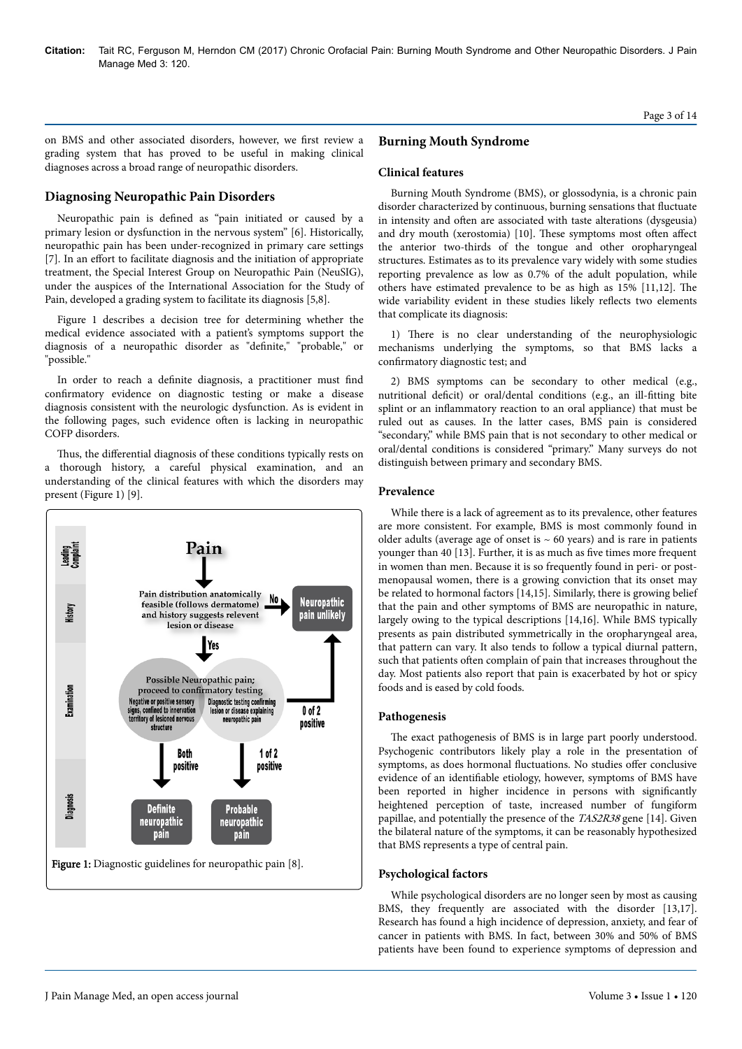on BMS and other associated disorders, however, we first review a grading system that has proved to be useful in making clinical diagnoses across a broad range of neuropathic disorders.

## Diagnosing Neuropathic Pain Disorders

Neuropathic pain is defined as "pain initiated or caused by a primary lesion or dysfunction in the nervous system" [6]. Historically, neuropathic pain has been under-recognized in primary care settings [7]. In an effort to facilitate diagnosis and the initiation of appropriate treatment, the Special Interest Group on Neuropathic Pain (NeuSIG), under the auspices of the International Association for the Study of Pain, developed a grading system to facilitate its diagnosis [5,8].

Figure 1 describes a decision tree for determining whether the medical evidence associated with a patient's symptoms support the diagnosis of a neuropathic disorder as "definite," "probable," or "possible."

In order to reach a definite diagnosis, a practitioner must find confirmatory evidence on diagnostic testing or make a disease diagnosis consistent with the neurologic dysfunction. As is evident in the following pages, such evidence often is lacking in neuropathic COFP disorders.

Thus, the differential diagnosis of these conditions typically rests on a thorough history, a careful physical examination, and an understanding of the clinical features with which the disorders may present (Figure 1) [9].

Leading Complaint: Pain

History: Pain distribution anatomically feasible (follows dermatome) and history suggests relevent lesion or disease — No → Neuropathic pain unlikely; Yes ↓

Examination: Possible Neuropathic pain; proceed to confirmatory testing — Negative or positive sensory signs, confined to innervation territory of lesioned nervous structure / Diagnostic testing confirming lesion or disease explaining neuropathic pain — 0 of 2 positive → Neuropathic pain unlikely

Diagnosis: Both positive → Definite neuropathic pain; 1 of 2 positive → Probable neuropathic pain

**Figure 1:** Diagnostic guidelines for neuropathic pain [8].

## Burning Mouth Syndrome

### Clinical features

Burning Mouth Syndrome (BMS), or glossodynia, is a chronic pain disorder characterized by continuous, burning sensations that fluctuate in intensity and often are associated with taste alterations (dysgeusia) and dry mouth (xerostomia) [10]. These symptoms most often affect the anterior two-thirds of the tongue and other oropharyngeal structures. Estimates as to its prevalence vary widely with some studies reporting prevalence as low as 0.7% of the adult population, while others have estimated prevalence to be as high as 15% [11,12]. The wide variability evident in these studies likely reflects two elements that complicate its diagnosis:

1) There is no clear understanding of the neurophysiologic mechanisms underlying the symptoms, so that BMS lacks a confirmatory diagnostic test; and

2) BMS symptoms can be secondary to other medical (e.g., nutritional deficit) or oral/dental conditions (e.g., an ill-fitting bite splint or an inflammatory reaction to an oral appliance) that must be ruled out as causes. In the latter cases, BMS pain is considered "secondary," while BMS pain that is not secondary to other medical or oral/dental conditions is considered "primary." Many surveys do not distinguish between primary and secondary BMS.

### Prevalence

While there is a lack of agreement as to its prevalence, other features are more consistent. For example, BMS is most commonly found in older adults (average age of onset is ~ 60 years) and is rare in patients younger than 40 [13]. Further, it is as much as five times more frequent in women than men. Because it is so frequently found in peri- or post-menopausal women, there is a growing conviction that its onset may be related to hormonal factors [14,15]. Similarly, there is growing belief that the pain and other symptoms of BMS are neuropathic in nature, largely owing to the typical descriptions [14,16]. While BMS typically presents as pain distributed symmetrically in the oropharyngeal area, that pattern can vary. It also tends to follow a typical diurnal pattern, such that patients often complain of pain that increases throughout the day. Most patients also report that pain is exacerbated by hot or spicy foods and is eased by cold foods.

### Pathogenesis

The exact pathogenesis of BMS is in large part poorly understood. Psychogenic contributors likely play a role in the presentation of symptoms, as does hormonal fluctuations. No studies offer conclusive evidence of an identifiable etiology, however, symptoms of BMS have been reported in higher incidence in persons with significantly heightened perception of taste, increased number of fungiform papillae, and potentially the presence of the *TAS2R38* gene [14]. Given the bilateral nature of the symptoms, it can be reasonably hypothesized that BMS represents a type of central pain.

### Psychological factors

While psychological disorders are no longer seen by most as causing BMS, they frequently are associated with the disorder [13,17]. Research has found a high incidence of depression, anxiety, and fear of cancer in patients with BMS. In fact, between 30% and 50% of BMS patients have been found to experience symptoms of depression and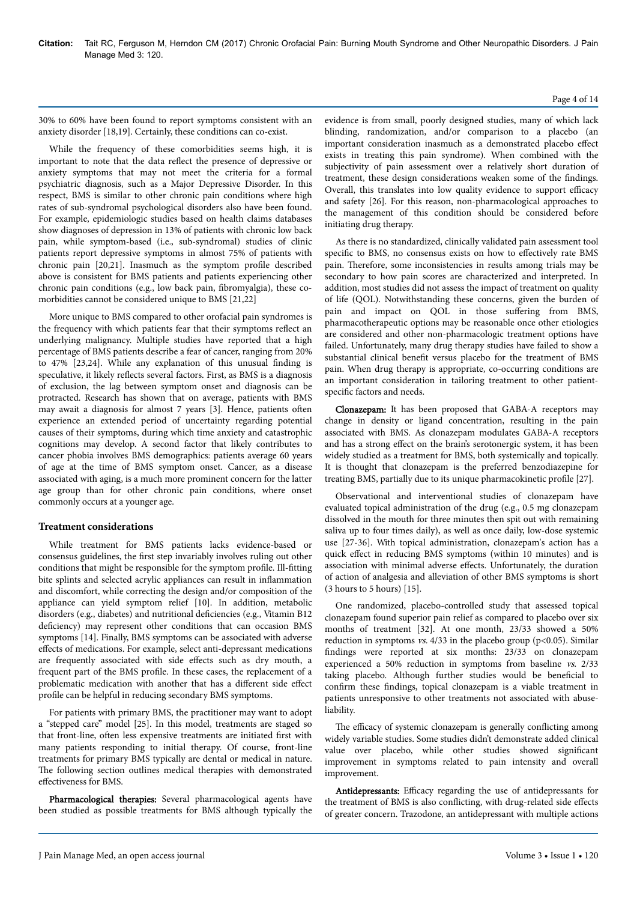30% to 60% have been found to report symptoms consistent with an anxiety disorder [18,19]. Certainly, these conditions can co-exist.

While the frequency of these comorbidities seems high, it is important to note that the data reflect the presence of depressive or anxiety symptoms that may not meet the criteria for a formal psychiatric diagnosis, such as a Major Depressive Disorder. In this respect, BMS is similar to other chronic pain conditions where high rates of sub-syndromal psychological disorders also have been found. For example, epidemiologic studies based on health claims databases show diagnoses of depression in 13% of patients with chronic low back pain, while symptom-based (i.e., sub-syndromal) studies of clinic patients report depressive symptoms in almost 75% of patients with chronic pain [20,21]. Inasmuch as the symptom profile described above is consistent for BMS patients and patients experiencing other chronic pain conditions (e.g., low back pain, fibromyalgia), these co-morbidities cannot be considered unique to BMS [21,22]

More unique to BMS compared to other orofacial pain syndromes is the frequency with which patients fear that their symptoms reflect an underlying malignancy. Multiple studies have reported that a high percentage of BMS patients describe a fear of cancer, ranging from 20% to 47% [23,24]. While any explanation of this unusual finding is speculative, it likely reflects several factors. First, as BMS is a diagnosis of exclusion, the lag between symptom onset and diagnosis can be protracted. Research has shown that on average, patients with BMS may await a diagnosis for almost 7 years [3]. Hence, patients often experience an extended period of uncertainty regarding potential causes of their symptoms, during which time anxiety and catastrophic cognitions may develop. A second factor that likely contributes to cancer phobia involves BMS demographics: patients average 60 years of age at the time of BMS symptom onset. Cancer, as a disease associated with aging, is a much more prominent concern for the latter age group than for other chronic pain conditions, where onset commonly occurs at a younger age.

### Treatment considerations

While treatment for BMS patients lacks evidence-based or consensus guidelines, the first step invariably involves ruling out other conditions that might be responsible for the symptom profile. Ill-fitting bite splints and selected acrylic appliances can result in inflammation and discomfort, while correcting the design and/or composition of the appliance can yield symptom relief [10]. In addition, metabolic disorders (e.g., diabetes) and nutritional deficiencies (e.g., Vitamin B12 deficiency) may represent other conditions that can occasion BMS symptoms [14]. Finally, BMS symptoms can be associated with adverse effects of medications. For example, select anti-depressant medications are frequently associated with side effects such as dry mouth, a frequent part of the BMS profile. In these cases, the replacement of a problematic medication with another that has a different side effect profile can be helpful in reducing secondary BMS symptoms.

For patients with primary BMS, the practitioner may want to adopt a "stepped care" model [25]. In this model, treatments are staged so that front-line, often less expensive treatments are initiated first with many patients responding to initial therapy. Of course, front-line treatments for primary BMS typically are dental or medical in nature. The following section outlines medical therapies with demonstrated effectiveness for BMS.

**Pharmacological therapies:** Several pharmacological agents have been studied as possible treatments for BMS although typically the evidence is from small, poorly designed studies, many of which lack blinding, randomization, and/or comparison to a placebo (an important consideration inasmuch as a demonstrated placebo effect exists in treating this pain syndrome). When combined with the subjectivity of pain assessment over a relatively short duration of treatment, these design considerations weaken some of the findings. Overall, this translates into low quality evidence to support efficacy and safety [26]. For this reason, non-pharmacological approaches to the management of this condition should be considered before initiating drug therapy.

As there is no standardized, clinically validated pain assessment tool specific to BMS, no consensus exists on how to effectively rate BMS pain. Therefore, some inconsistencies in results among trials may be secondary to how pain scores are characterized and interpreted. In addition, most studies did not assess the impact of treatment on quality of life (QOL). Notwithstanding these concerns, given the burden of pain and impact on QOL in those suffering from BMS, pharmacotherapeutic options may be reasonable once other etiologies are considered and other non-pharmacologic treatment options have failed. Unfortunately, many drug therapy studies have failed to show a substantial clinical benefit versus placebo for the treatment of BMS pain. When drug therapy is appropriate, co-occurring conditions are an important consideration in tailoring treatment to other patient-specific factors and needs.

**Clonazepam:** It has been proposed that GABA-A receptors may change in density or ligand concentration, resulting in the pain associated with BMS. As clonazepam modulates GABA-A receptors and has a strong effect on the brain's serotonergic system, it has been widely studied as a treatment for BMS, both systemically and topically. It is thought that clonazepam is the preferred benzodiazepine for treating BMS, partially due to its unique pharmacokinetic profile [27].

Observational and interventional studies of clonazepam have evaluated topical administration of the drug (e.g., 0.5 mg clonazepam dissolved in the mouth for three minutes then spit out with remaining saliva up to four times daily), as well as once daily, low-dose systemic use [27-36]. With topical administration, clonazepam's action has a quick effect in reducing BMS symptoms (within 10 minutes) and is association with minimal adverse effects. Unfortunately, the duration of action of analgesia and alleviation of other BMS symptoms is short (3 hours to 5 hours) [15].

One randomized, placebo-controlled study that assessed topical clonazepam found superior pain relief as compared to placebo over six months of treatment [32]. At one month, 23/33 showed a 50% reduction in symptoms *vs.* 4/33 in the placebo group ($p<0.05$). Similar findings were reported at six months: 23/33 on clonazepam experienced a 50% reduction in symptoms from baseline *vs.* 2/33 taking placebo. Although further studies would be beneficial to confirm these findings, topical clonazepam is a viable treatment in patients unresponsive to other treatments not associated with abuse-liability.

The efficacy of systemic clonazepam is generally conflicting among widely variable studies. Some studies didn't demonstrate added clinical value over placebo, while other studies showed significant improvement in symptoms related to pain intensity and overall improvement.

**Antidepressants:** Efficacy regarding the use of antidepressants for the treatment of BMS is also conflicting, with drug-related side effects of greater concern. Trazodone, an antidepressant with multiple actions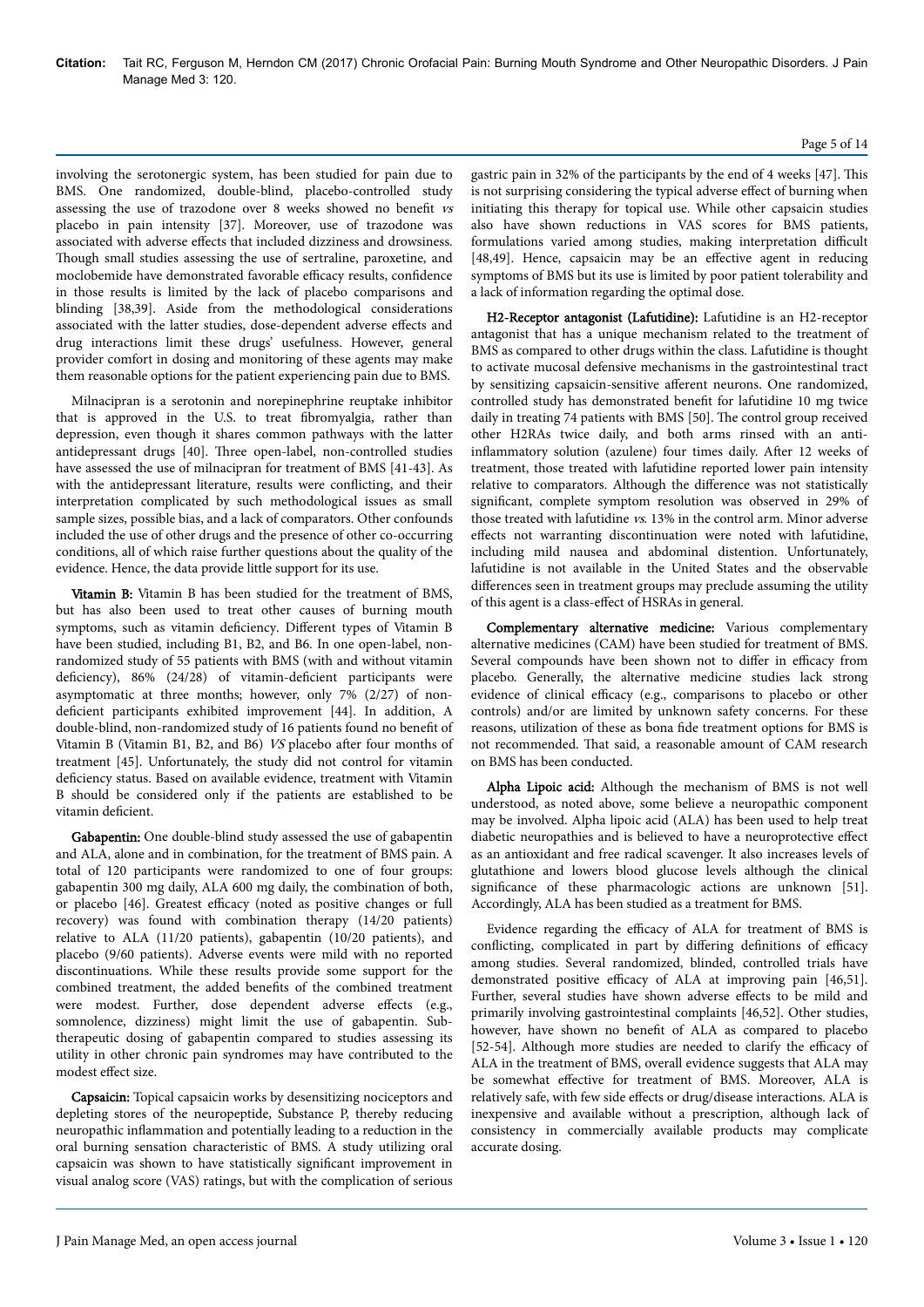involving the serotonergic system, has been studied for pain due to BMS. One randomized, double-blind, placebo-controlled study assessing the use of trazodone over 8 weeks showed no benefit *vs* placebo in pain intensity [37]. Moreover, use of trazodone was associated with adverse effects that included dizziness and drowsiness. Though small studies assessing the use of sertraline, paroxetine, and moclobemide have demonstrated favorable efficacy results, confidence in those results is limited by the lack of placebo comparisons and blinding [38,39]. Aside from the methodological considerations associated with the latter studies, dose-dependent adverse effects and drug interactions limit these drugs' usefulness. However, general provider comfort in dosing and monitoring of these agents may make them reasonable options for the patient experiencing pain due to BMS.

Milnacipran is a serotonin and norepinephrine reuptake inhibitor that is approved in the U.S. to treat fibromyalgia, rather than depression, even though it shares common pathways with the latter antidepressant drugs [40]. Three open-label, non-controlled studies have assessed the use of milnacipran for treatment of BMS [41-43]. As with the antidepressant literature, results were conflicting, and their interpretation complicated by such methodological issues as small sample sizes, possible bias, and a lack of comparators. Other confounds included the use of other drugs and the presence of other co-occurring conditions, all of which raise further questions about the quality of the evidence. Hence, the data provide little support for its use.

**Vitamin B:** Vitamin B has been studied for the treatment of BMS, but has also been used to treat other causes of burning mouth symptoms, such as vitamin deficiency. Different types of Vitamin B have been studied, including B1, B2, and B6. In one open-label, non-randomized study of 55 patients with BMS (with and without vitamin deficiency), 86% (24/28) of vitamin-deficient participants were asymptomatic at three months; however, only 7% (2/27) of non-deficient participants exhibited improvement [44]. In addition, A double-blind, non-randomized study of 16 patients found no benefit of Vitamin B (Vitamin B1, B2, and B6) *VS* placebo after four months of treatment [45]. Unfortunately, the study did not control for vitamin deficiency status. Based on available evidence, treatment with Vitamin B should be considered only if the patients are established to be vitamin deficient.

**Gabapentin:** One double-blind study assessed the use of gabapentin and ALA, alone and in combination, for the treatment of BMS pain. A total of 120 participants were randomized to one of four groups: gabapentin 300 mg daily, ALA 600 mg daily, the combination of both, or placebo [46]. Greatest efficacy (noted as positive changes or full recovery) was found with combination therapy (14/20 patients) relative to ALA (11/20 patients), gabapentin (10/20 patients), and placebo (9/60 patients). Adverse events were mild with no reported discontinuations. While these results provide some support for the combined treatment, the added benefits of the combined treatment were modest. Further, dose dependent adverse effects (e.g., somnolence, dizziness) might limit the use of gabapentin. Sub-therapeutic dosing of gabapentin compared to studies assessing its utility in other chronic pain syndromes may have contributed to the modest effect size.

**Capsaicin:** Topical capsaicin works by desensitizing nociceptors and depleting stores of the neuropeptide, Substance P, thereby reducing neuropathic inflammation and potentially leading to a reduction in the oral burning sensation characteristic of BMS. A study utilizing oral capsaicin was shown to have statistically significant improvement in visual analog score (VAS) ratings, but with the complication of serious gastric pain in 32% of the participants by the end of 4 weeks [47]. This is not surprising considering the typical adverse effect of burning when initiating this therapy for topical use. While other capsaicin studies also have shown reductions in VAS scores for BMS patients, formulations varied among studies, making interpretation difficult [48,49]. Hence, capsaicin may be an effective agent in reducing symptoms of BMS but its use is limited by poor patient tolerability and a lack of information regarding the optimal dose.

**H2-Receptor antagonist (Lafutidine):** Lafutidine is an H2-receptor antagonist that has a unique mechanism related to the treatment of BMS as compared to other drugs within the class. Lafutidine is thought to activate mucosal defensive mechanisms in the gastrointestinal tract by sensitizing capsaicin-sensitive afferent neurons. One randomized, controlled study has demonstrated benefit for lafutidine 10 mg twice daily in treating 74 patients with BMS [50]. The control group received other H2RAs twice daily, and both arms rinsed with an anti-inflammatory solution (azulene) four times daily. After 12 weeks of treatment, those treated with lafutidine reported lower pain intensity relative to comparators. Although the difference was not statistically significant, complete symptom resolution was observed in 29% of those treated with lafutidine *vs.* 13% in the control arm. Minor adverse effects not warranting discontinuation were noted with lafutidine, including mild nausea and abdominal distention. Unfortunately, lafutidine is not available in the United States and the observable differences seen in treatment groups may preclude assuming the utility of this agent is a class-effect of HSRAs in general.

**Complementary alternative medicine:** Various complementary alternative medicines (CAM) have been studied for treatment of BMS. Several compounds have been shown not to differ in efficacy from placebo. Generally, the alternative medicine studies lack strong evidence of clinical efficacy (e.g., comparisons to placebo or other controls) and/or are limited by unknown safety concerns. For these reasons, utilization of these as bona fide treatment options for BMS is not recommended. That said, a reasonable amount of CAM research on BMS has been conducted.

**Alpha Lipoic acid:** Although the mechanism of BMS is not well understood, as noted above, some believe a neuropathic component may be involved. Alpha lipoic acid (ALA) has been used to help treat diabetic neuropathies and is believed to have a neuroprotective effect as an antioxidant and free radical scavenger. It also increases levels of glutathione and lowers blood glucose levels although the clinical significance of these pharmacologic actions are unknown [51]. Accordingly, ALA has been studied as a treatment for BMS.

Evidence regarding the efficacy of ALA for treatment of BMS is conflicting, complicated in part by differing definitions of efficacy among studies. Several randomized, blinded, controlled trials have demonstrated positive efficacy of ALA at improving pain [46,51]. Further, several studies have shown adverse effects to be mild and primarily involving gastrointestinal complaints [46,52]. Other studies, however, have shown no benefit of ALA as compared to placebo [52-54]. Although more studies are needed to clarify the efficacy of ALA in the treatment of BMS, overall evidence suggests that ALA may be somewhat effective for treatment of BMS. Moreover, ALA is relatively safe, with few side effects or drug/disease interactions. ALA is inexpensive and available without a prescription, although lack of consistency in commercially available products may complicate accurate dosing.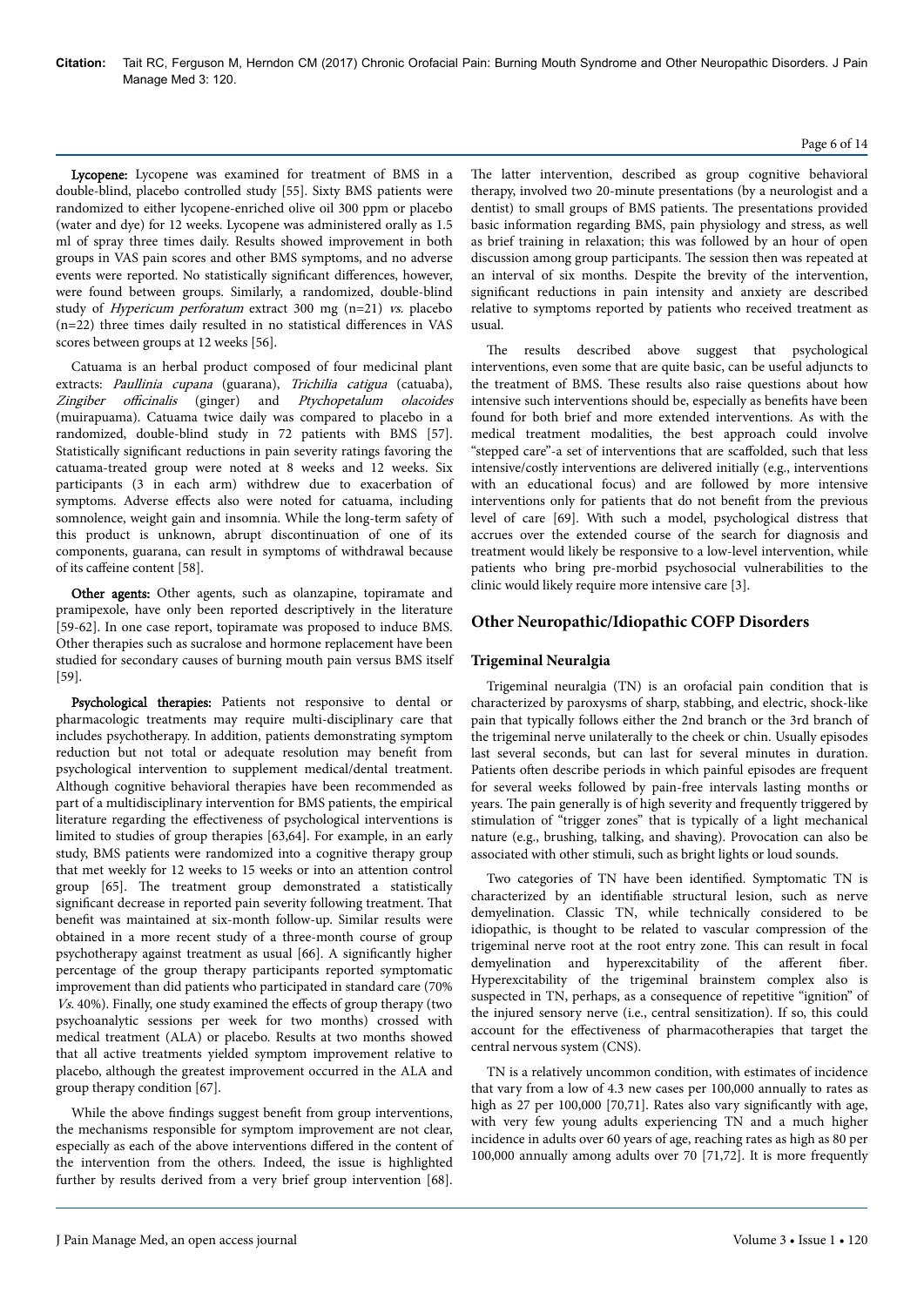**Lycopene:** Lycopene was examined for treatment of BMS in a double-blind, placebo controlled study [55]. Sixty BMS patients were randomized to either lycopene-enriched olive oil 300 ppm or placebo (water and dye) for 12 weeks. Lycopene was administered orally as 1.5 ml of spray three times daily. Results showed improvement in both groups in VAS pain scores and other BMS symptoms, and no adverse events were reported. No statistically significant differences, however, were found between groups. Similarly, a randomized, double-blind study of *Hypericum perforatum* extract 300 mg (n=21) *vs.* placebo (n=22) three times daily resulted in no statistical differences in VAS scores between groups at 12 weeks [56].

Catuama is an herbal product composed of four medicinal plant extracts: *Paullinia cupana* (guarana), *Trichilia catigua* (catuaba), *Zingiber officinalis* (ginger) and *Ptychopetalum olacoides* (muirapuama). Catuama twice daily was compared to placebo in a randomized, double-blind study in 72 patients with BMS [57]. Statistically significant reductions in pain severity ratings favoring the catuama-treated group were noted at 8 weeks and 12 weeks. Six participants (3 in each arm) withdrew due to exacerbation of symptoms. Adverse effects also were noted for catuama, including somnolence, weight gain and insomnia. While the long-term safety of this product is unknown, abrupt discontinuation of one of its components, guarana, can result in symptoms of withdrawal because of its caffeine content [58].

**Other agents:** Other agents, such as olanzapine, topiramate and pramipexole, have only been reported descriptively in the literature [59-62]. In one case report, topiramate was proposed to induce BMS. Other therapies such as sucralose and hormone replacement have been studied for secondary causes of burning mouth pain versus BMS itself [59].

**Psychological therapies:** Patients not responsive to dental or pharmacologic treatments may require multi-disciplinary care that includes psychotherapy. In addition, patients demonstrating symptom reduction but not total or adequate resolution may benefit from psychological intervention to supplement medical/dental treatment. Although cognitive behavioral therapies have been recommended as part of a multidisciplinary intervention for BMS patients, the empirical literature regarding the effectiveness of psychological interventions is limited to studies of group therapies [63,64]. For example, in an early study, BMS patients were randomized into a cognitive therapy group that met weekly for 12 weeks to 15 weeks or into an attention control group [65]. The treatment group demonstrated a statistically significant decrease in reported pain severity following treatment. That benefit was maintained at six-month follow-up. Similar results were obtained in a more recent study of a three-month course of group psychotherapy against treatment as usual [66]. A significantly higher percentage of the group therapy participants reported symptomatic improvement than did patients who participated in standard care (70% *Vs.* 40%). Finally, one study examined the effects of group therapy (two psychoanalytic sessions per week for two months) crossed with medical treatment (ALA) or placebo. Results at two months showed that all active treatments yielded symptom improvement relative to placebo, although the greatest improvement occurred in the ALA and group therapy condition [67].

While the above findings suggest benefit from group interventions, the mechanisms responsible for symptom improvement are not clear, especially as each of the above interventions differed in the content of the intervention from the others. Indeed, the issue is highlighted further by results derived from a very brief group intervention [68]. The latter intervention, described as group cognitive behavioral therapy, involved two 20-minute presentations (by a neurologist and a dentist) to small groups of BMS patients. The presentations provided basic information regarding BMS, pain physiology and stress, as well as brief training in relaxation; this was followed by an hour of open discussion among group participants. The session then was repeated at an interval of six months. Despite the brevity of the intervention, significant reductions in pain intensity and anxiety are described relative to symptoms reported by patients who received treatment as usual.

The results described above suggest that psychological interventions, even some that are quite basic, can be useful adjuncts to the treatment of BMS. These results also raise questions about how intensive such interventions should be, especially as benefits have been found for both brief and more extended interventions. As with the medical treatment modalities, the best approach could involve "stepped care"-a set of interventions that are scaffolded, such that less intensive/costly interventions are delivered initially (e.g., interventions with an educational focus) and are followed by more intensive interventions only for patients that do not benefit from the previous level of care [69]. With such a model, psychological distress that accrues over the extended course of the search for diagnosis and treatment would likely be responsive to a low-level intervention, while patients who bring pre-morbid psychosocial vulnerabilities to the clinic would likely require more intensive care [3].

## Other Neuropathic/Idiopathic COFP Disorders

### Trigeminal Neuralgia

Trigeminal neuralgia (TN) is an orofacial pain condition that is characterized by paroxysms of sharp, stabbing, and electric, shock-like pain that typically follows either the 2nd branch or the 3rd branch of the trigeminal nerve unilaterally to the cheek or chin. Usually episodes last several seconds, but can last for several minutes in duration. Patients often describe periods in which painful episodes are frequent for several weeks followed by pain-free intervals lasting months or years. The pain generally is of high severity and frequently triggered by stimulation of "trigger zones" that is typically of a light mechanical nature (e.g., brushing, talking, and shaving). Provocation can also be associated with other stimuli, such as bright lights or loud sounds.

Two categories of TN have been identified. Symptomatic TN is characterized by an identifiable structural lesion, such as nerve demyelination. Classic TN, while technically considered to be idiopathic, is thought to be related to vascular compression of the trigeminal nerve root at the root entry zone. This can result in focal demyelination and hyperexcitability of the afferent fiber. Hyperexcitability of the trigeminal brainstem complex also is suspected in TN, perhaps, as a consequence of repetitive "ignition" of the injured sensory nerve (i.e., central sensitization). If so, this could account for the effectiveness of pharmacotherapies that target the central nervous system (CNS).

TN is a relatively uncommon condition, with estimates of incidence that vary from a low of 4.3 new cases per 100,000 annually to rates as high as 27 per 100,000 [70,71]. Rates also vary significantly with age, with very few young adults experiencing TN and a much higher incidence in adults over 60 years of age, reaching rates as high as 80 per 100,000 annually among adults over 70 [71,72]. It is more frequently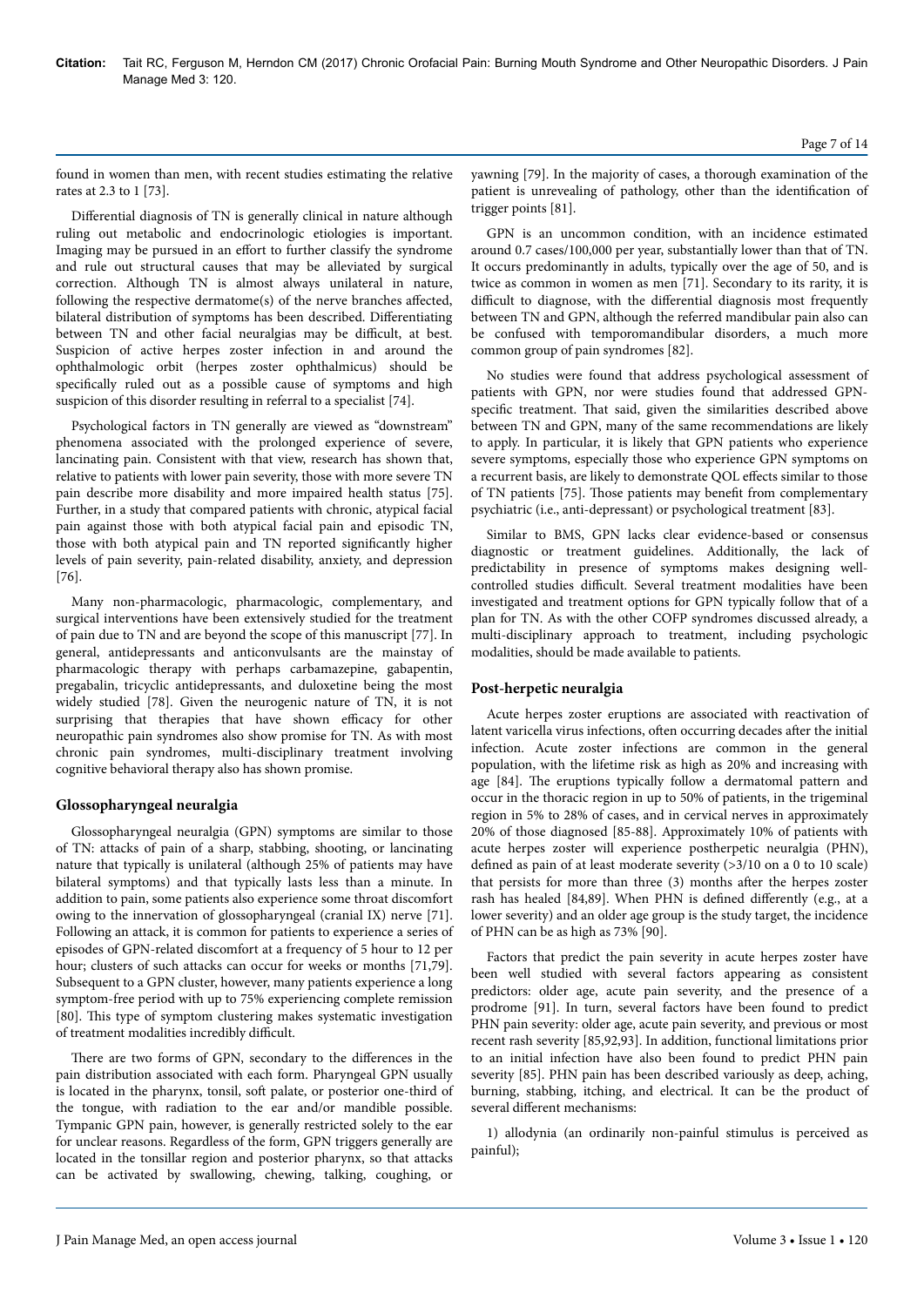found in women than men, with recent studies estimating the relative rates at 2.3 to 1 [73].

Differential diagnosis of TN is generally clinical in nature although ruling out metabolic and endocrinologic etiologies is important. Imaging may be pursued in an effort to further classify the syndrome and rule out structural causes that may be alleviated by surgical correction. Although TN is almost always unilateral in nature, following the respective dermatome(s) of the nerve branches affected, bilateral distribution of symptoms has been described. Differentiating between TN and other facial neuralgias may be difficult, at best. Suspicion of active herpes zoster infection in and around the ophthalmologic orbit (herpes zoster ophthalmicus) should be specifically ruled out as a possible cause of symptoms and high suspicion of this disorder resulting in referral to a specialist [74].

Psychological factors in TN generally are viewed as "downstream" phenomena associated with the prolonged experience of severe, lancinating pain. Consistent with that view, research has shown that, relative to patients with lower pain severity, those with more severe TN pain describe more disability and more impaired health status [75]. Further, in a study that compared patients with chronic, atypical facial pain against those with both atypical facial pain and episodic TN, those with both atypical pain and TN reported significantly higher levels of pain severity, pain-related disability, anxiety, and depression [76].

Many non-pharmacologic, pharmacologic, complementary, and surgical interventions have been extensively studied for the treatment of pain due to TN and are beyond the scope of this manuscript [77]. In general, antidepressants and anticonvulsants are the mainstay of pharmacologic therapy with perhaps carbamazepine, gabapentin, pregabalin, tricyclic antidepressants, and duloxetine being the most widely studied [78]. Given the neurogenic nature of TN, it is not surprising that therapies that have shown efficacy for other neuropathic pain syndromes also show promise for TN. As with most chronic pain syndromes, multi-disciplinary treatment involving cognitive behavioral therapy also has shown promise.

## Glossopharyngeal neuralgia

Glossopharyngeal neuralgia (GPN) symptoms are similar to those of TN: attacks of pain of a sharp, stabbing, shooting, or lancinating nature that typically is unilateral (although 25% of patients may have bilateral symptoms) and that typically lasts less than a minute. In addition to pain, some patients also experience some throat discomfort owing to the innervation of glossopharyngeal (cranial IX) nerve [71]. Following an attack, it is common for patients to experience a series of episodes of GPN-related discomfort at a frequency of 5 hour to 12 per hour; clusters of such attacks can occur for weeks or months [71,79]. Subsequent to a GPN cluster, however, many patients experience a long symptom-free period with up to 75% experiencing complete remission [80]. This type of symptom clustering makes systematic investigation of treatment modalities incredibly difficult.

There are two forms of GPN, secondary to the differences in the pain distribution associated with each form. Pharyngeal GPN usually is located in the pharynx, tonsil, soft palate, or posterior one-third of the tongue, with radiation to the ear and/or mandible possible. Tympanic GPN pain, however, is generally restricted solely to the ear for unclear reasons. Regardless of the form, GPN triggers generally are located in the tonsillar region and posterior pharynx, so that attacks can be activated by swallowing, chewing, talking, coughing, or yawning [79]. In the majority of cases, a thorough examination of the patient is unrevealing of pathology, other than the identification of trigger points [81].

GPN is an uncommon condition, with an incidence estimated around 0.7 cases/100,000 per year, substantially lower than that of TN. It occurs predominantly in adults, typically over the age of 50, and is twice as common in women as men [71]. Secondary to its rarity, it is difficult to diagnose, with the differential diagnosis most frequently between TN and GPN, although the referred mandibular pain also can be confused with temporomandibular disorders, a much more common group of pain syndromes [82].

No studies were found that address psychological assessment of patients with GPN, nor were studies found that addressed GPN-specific treatment. That said, given the similarities described above between TN and GPN, many of the same recommendations are likely to apply. In particular, it is likely that GPN patients who experience severe symptoms, especially those who experience GPN symptoms on a recurrent basis, are likely to demonstrate QOL effects similar to those of TN patients [75]. Those patients may benefit from complementary psychiatric (i.e., anti-depressant) or psychological treatment [83].

Similar to BMS, GPN lacks clear evidence-based or consensus diagnostic or treatment guidelines. Additionally, the lack of predictability in presence of symptoms makes designing well-controlled studies difficult. Several treatment modalities have been investigated and treatment options for GPN typically follow that of a plan for TN. As with the other COFP syndromes discussed already, a multi-disciplinary approach to treatment, including psychologic modalities, should be made available to patients.

## Post-herpetic neuralgia

Acute herpes zoster eruptions are associated with reactivation of latent varicella virus infections, often occurring decades after the initial infection. Acute zoster infections are common in the general population, with the lifetime risk as high as 20% and increasing with age [84]. The eruptions typically follow a dermatomal pattern and occur in the thoracic region in up to 50% of patients, in the trigeminal region in 5% to 28% of cases, and in cervical nerves in approximately 20% of those diagnosed [85-88]. Approximately 10% of patients with acute herpes zoster will experience postherpetic neuralgia (PHN), defined as pain of at least moderate severity (>3/10 on a 0 to 10 scale) that persists for more than three (3) months after the herpes zoster rash has healed [84,89]. When PHN is defined differently (e.g., at a lower severity) and an older age group is the study target, the incidence of PHN can be as high as 73% [90].

Factors that predict the pain severity in acute herpes zoster have been well studied with several factors appearing as consistent predictors: older age, acute pain severity, and the presence of a prodrome [91]. In turn, several factors have been found to predict PHN pain severity: older age, acute pain severity, and previous or most recent rash severity [85,92,93]. In addition, functional limitations prior to an initial infection have also been found to predict PHN pain severity [85]. PHN pain has been described variously as deep, aching, burning, stabbing, itching, and electrical. It can be the product of several different mechanisms:

1) allodynia (an ordinarily non-painful stimulus is perceived as painful);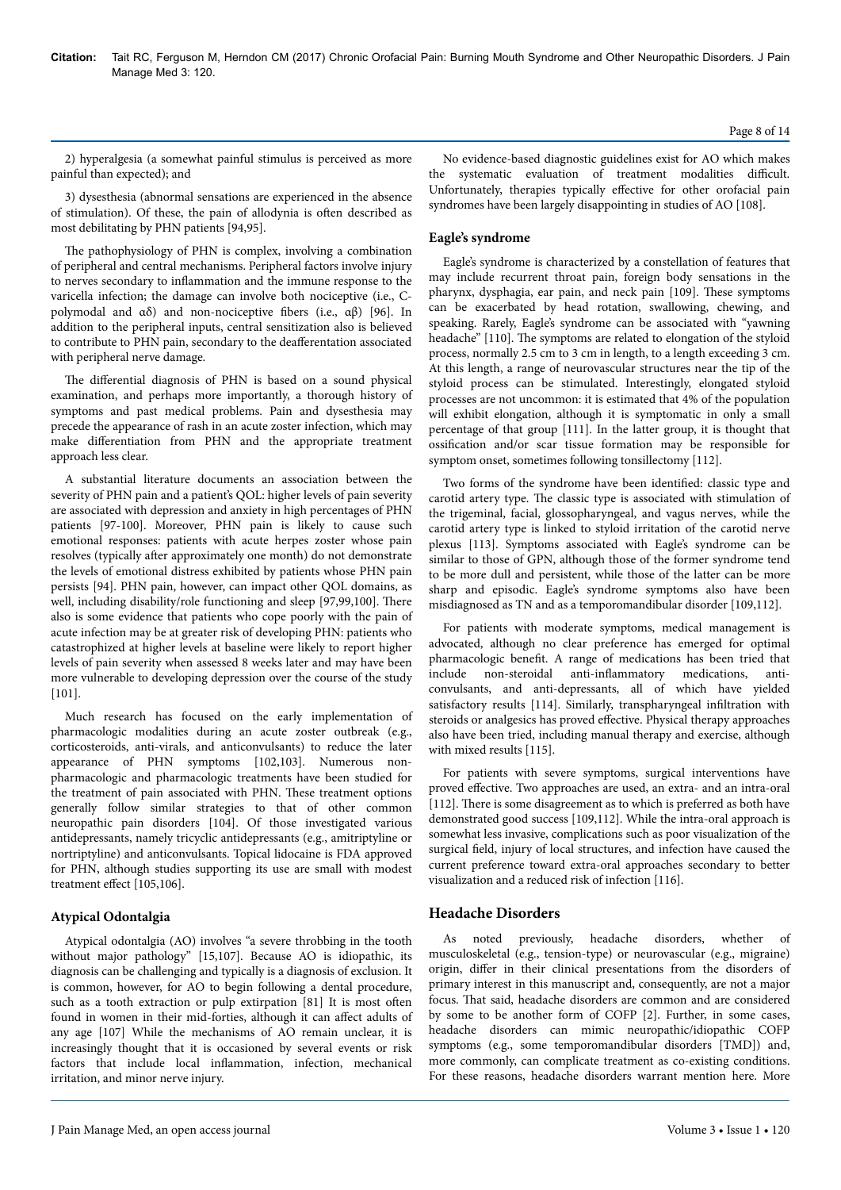2) hyperalgesia (a somewhat painful stimulus is perceived as more painful than expected); and

3) dysesthesia (abnormal sensations are experienced in the absence of stimulation). Of these, the pain of allodynia is often described as most debilitating by PHN patients [94,95].

The pathophysiology of PHN is complex, involving a combination of peripheral and central mechanisms. Peripheral factors involve injury to nerves secondary to inflammation and the immune response to the varicella infection; the damage can involve both nociceptive (i.e., C-polymodal and αδ) and non-nociceptive fibers (i.e., αβ) [96]. In addition to the peripheral inputs, central sensitization also is believed to contribute to PHN pain, secondary to the deafferentation associated with peripheral nerve damage.

The differential diagnosis of PHN is based on a sound physical examination, and perhaps more importantly, a thorough history of symptoms and past medical problems. Pain and dysesthesia may precede the appearance of rash in an acute zoster infection, which may make differentiation from PHN and the appropriate treatment approach less clear.

A substantial literature documents an association between the severity of PHN pain and a patient's QOL: higher levels of pain severity are associated with depression and anxiety in high percentages of PHN patients [97-100]. Moreover, PHN pain is likely to cause such emotional responses: patients with acute herpes zoster whose pain resolves (typically after approximately one month) do not demonstrate the levels of emotional distress exhibited by patients whose PHN pain persists [94]. PHN pain, however, can impact other QOL domains, as well, including disability/role functioning and sleep [97,99,100]. There also is some evidence that patients who cope poorly with the pain of acute infection may be at greater risk of developing PHN: patients who catastrophized at higher levels at baseline were likely to report higher levels of pain severity when assessed 8 weeks later and may have been more vulnerable to developing depression over the course of the study [101].

Much research has focused on the early implementation of pharmacologic modalities during an acute zoster outbreak (e.g., corticosteroids, anti-virals, and anticonvulsants) to reduce the later appearance of PHN symptoms [102,103]. Numerous non-pharmacologic and pharmacologic treatments have been studied for the treatment of pain associated with PHN. These treatment options generally follow similar strategies to that of other common neuropathic pain disorders [104]. Of those investigated various antidepressants, namely tricyclic antidepressants (e.g., amitriptyline or nortriptyline) and anticonvulsants. Topical lidocaine is FDA approved for PHN, although studies supporting its use are small with modest treatment effect [105,106].

### Atypical Odontalgia

Atypical odontalgia (AO) involves "a severe throbbing in the tooth without major pathology" [15,107]. Because AO is idiopathic, its diagnosis can be challenging and typically is a diagnosis of exclusion. It is common, however, for AO to begin following a dental procedure, such as a tooth extraction or pulp extirpation [81] It is most often found in women in their mid-forties, although it can affect adults of any age [107] While the mechanisms of AO remain unclear, it is increasingly thought that it is occasioned by several events or risk factors that include local inflammation, infection, mechanical irritation, and minor nerve injury.

No evidence-based diagnostic guidelines exist for AO which makes the systematic evaluation of treatment modalities difficult. Unfortunately, therapies typically effective for other orofacial pain syndromes have been largely disappointing in studies of AO [108].

### Eagle's syndrome

Eagle's syndrome is characterized by a constellation of features that may include recurrent throat pain, foreign body sensations in the pharynx, dysphagia, ear pain, and neck pain [109]. These symptoms can be exacerbated by head rotation, swallowing, chewing, and speaking. Rarely, Eagle's syndrome can be associated with "yawning headache" [110]. The symptoms are related to elongation of the styloid process, normally 2.5 cm to 3 cm in length, to a length exceeding 3 cm. At this length, a range of neurovascular structures near the tip of the styloid process can be stimulated. Interestingly, elongated styloid processes are not uncommon: it is estimated that 4% of the population will exhibit elongation, although it is symptomatic in only a small percentage of that group [111]. In the latter group, it is thought that ossification and/or scar tissue formation may be responsible for symptom onset, sometimes following tonsillectomy [112].

Two forms of the syndrome have been identified: classic type and carotid artery type. The classic type is associated with stimulation of the trigeminal, facial, glossopharyngeal, and vagus nerves, while the carotid artery type is linked to styloid irritation of the carotid nerve plexus [113]. Symptoms associated with Eagle's syndrome can be similar to those of GPN, although those of the former syndrome tend to be more dull and persistent, while those of the latter can be more sharp and episodic. Eagle's syndrome symptoms also have been misdiagnosed as TN and as a temporomandibular disorder [109,112].

For patients with moderate symptoms, medical management is advocated, although no clear preference has emerged for optimal pharmacologic benefit. A range of medications has been tried that include non-steroidal anti-inflammatory medications, anti-convulsants, and anti-depressants, all of which have yielded satisfactory results [114]. Similarly, transpharyngeal infiltration with steroids or analgesics has proved effective. Physical therapy approaches also have been tried, including manual therapy and exercise, although with mixed results [115].

For patients with severe symptoms, surgical interventions have proved effective. Two approaches are used, an extra- and an intra-oral [112]. There is some disagreement as to which is preferred as both have demonstrated good success [109,112]. While the intra-oral approach is somewhat less invasive, complications such as poor visualization of the surgical field, injury of local structures, and infection have caused the current preference toward extra-oral approaches secondary to better visualization and a reduced risk of infection [116].

## Headache Disorders

As noted previously, headache disorders, whether of musculoskeletal (e.g., tension-type) or neurovascular (e.g., migraine) origin, differ in their clinical presentations from the disorders of primary interest in this manuscript and, consequently, are not a major focus. That said, headache disorders are common and are considered by some to be another form of COFP [2]. Further, in some cases, headache disorders can mimic neuropathic/idiopathic COFP symptoms (e.g., some temporomandibular disorders [TMD]) and, more commonly, can complicate treatment as co-existing conditions. For these reasons, headache disorders warrant mention here. More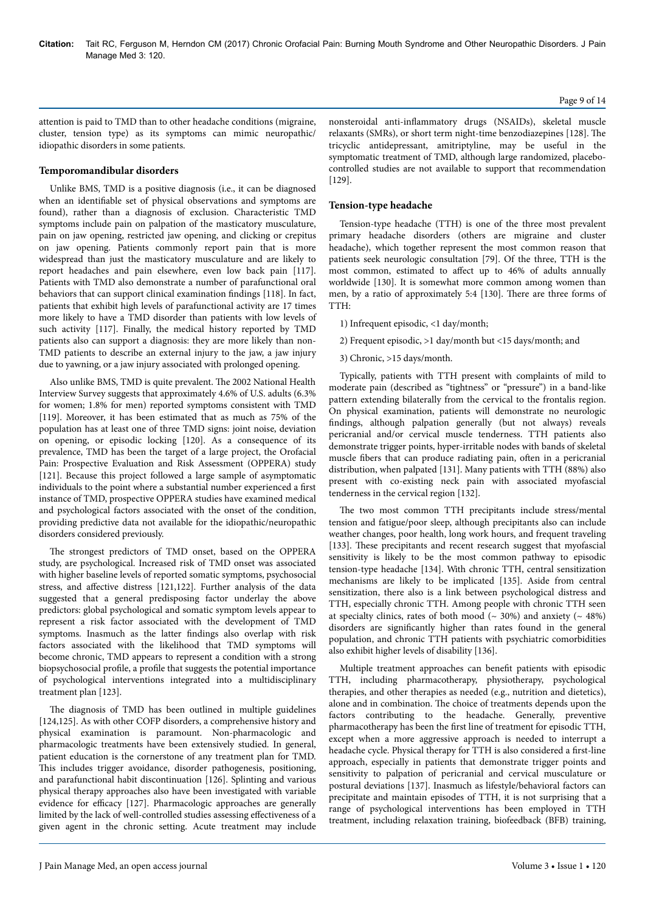attention is paid to TMD than to other headache conditions (migraine, cluster, tension type) as its symptoms can mimic neuropathic/idiopathic disorders in some patients.

### Temporomandibular disorders

Unlike BMS, TMD is a positive diagnosis (i.e., it can be diagnosed when an identifiable set of physical observations and symptoms are found), rather than a diagnosis of exclusion. Characteristic TMD symptoms include pain on palpation of the masticatory musculature, pain on jaw opening, restricted jaw opening, and clicking or crepitus on jaw opening. Patients commonly report pain that is more widespread than just the masticatory musculature and are likely to report headaches and pain elsewhere, even low back pain [117]. Patients with TMD also demonstrate a number of parafunctional oral behaviors that can support clinical examination findings [118]. In fact, patients that exhibit high levels of parafunctional activity are 17 times more likely to have a TMD disorder than patients with low levels of such activity [117]. Finally, the medical history reported by TMD patients also can support a diagnosis: they are more likely than non-TMD patients to describe an external injury to the jaw, a jaw injury due to yawning, or a jaw injury associated with prolonged opening.

Also unlike BMS, TMD is quite prevalent. The 2002 National Health Interview Survey suggests that approximately 4.6% of U.S. adults (6.3% for women; 1.8% for men) reported symptoms consistent with TMD [119]. Moreover, it has been estimated that as much as 75% of the population has at least one of three TMD signs: joint noise, deviation on opening, or episodic locking [120]. As a consequence of its prevalence, TMD has been the target of a large project, the Orofacial Pain: Prospective Evaluation and Risk Assessment (OPPERA) study [121]. Because this project followed a large sample of asymptomatic individuals to the point where a substantial number experienced a first instance of TMD, prospective OPPERA studies have examined medical and psychological factors associated with the onset of the condition, providing predictive data not available for the idiopathic/neuropathic disorders considered previously.

The strongest predictors of TMD onset, based on the OPPERA study, are psychological. Increased risk of TMD onset was associated with higher baseline levels of reported somatic symptoms, psychosocial stress, and affective distress [121,122]. Further analysis of the data suggested that a general predisposing factor underlay the above predictors: global psychological and somatic symptom levels appear to represent a risk factor associated with the development of TMD symptoms. Inasmuch as the latter findings also overlap with risk factors associated with the likelihood that TMD symptoms will become chronic, TMD appears to represent a condition with a strong biopsychosocial profile, a profile that suggests the potential importance of psychological interventions integrated into a multidisciplinary treatment plan [123].

The diagnosis of TMD has been outlined in multiple guidelines [124,125]. As with other COFP disorders, a comprehensive history and physical examination is paramount. Non-pharmacologic and pharmacologic treatments have been extensively studied. In general, patient education is the cornerstone of any treatment plan for TMD. This includes trigger avoidance, disorder pathogenesis, positioning, and parafunctional habit discontinuation [126]. Splinting and various physical therapy approaches also have been investigated with variable evidence for efficacy [127]. Pharmacologic approaches are generally limited by the lack of well-controlled studies assessing effectiveness of a given agent in the chronic setting. Acute treatment may include nonsteroidal anti-inflammatory drugs (NSAIDs), skeletal muscle relaxants (SMRs), or short term night-time benzodiazepines [128]. The tricyclic antidepressant, amitriptyline, may be useful in the symptomatic treatment of TMD, although large randomized, placebo-controlled studies are not available to support that recommendation [129].

### Tension-type headache

Tension-type headache (TTH) is one of the three most prevalent primary headache disorders (others are migraine and cluster headache), which together represent the most common reason that patients seek neurologic consultation [79]. Of the three, TTH is the most common, estimated to affect up to 46% of adults annually worldwide [130]. It is somewhat more common among women than men, by a ratio of approximately 5:4 [130]. There are three forms of TTH:

1) Infrequent episodic, <1 day/month;

2) Frequent episodic, >1 day/month but <15 days/month; and

3) Chronic, >15 days/month.

Typically, patients with TTH present with complaints of mild to moderate pain (described as "tightness" or "pressure") in a band-like pattern extending bilaterally from the cervical to the frontalis region. On physical examination, patients will demonstrate no neurologic findings, although palpation generally (but not always) reveals pericranial and/or cervical muscle tenderness. TTH patients also demonstrate trigger points, hyper-irritable nodes with bands of skeletal muscle fibers that can produce radiating pain, often in a pericranial distribution, when palpated [131]. Many patients with TTH (88%) also present with co-existing neck pain with associated myofascial tenderness in the cervical region [132].

The two most common TTH precipitants include stress/mental tension and fatigue/poor sleep, although precipitants also can include weather changes, poor health, long work hours, and frequent traveling [133]. These precipitants and recent research suggest that myofascial sensitivity is likely to be the most common pathway to episodic tension-type headache [134]. With chronic TTH, central sensitization mechanisms are likely to be implicated [135]. Aside from central sensitization, there also is a link between psychological distress and TTH, especially chronic TTH. Among people with chronic TTH seen at specialty clinics, rates of both mood (~ 30%) and anxiety (~ 48%) disorders are significantly higher than rates found in the general population, and chronic TTH patients with psychiatric comorbidities also exhibit higher levels of disability [136].

Multiple treatment approaches can benefit patients with episodic TTH, including pharmacotherapy, physiotherapy, psychological therapies, and other therapies as needed (e.g., nutrition and dietetics), alone and in combination. The choice of treatments depends upon the factors contributing to the headache. Generally, preventive pharmacotherapy has been the first line of treatment for episodic TTH, except when a more aggressive approach is needed to interrupt a headache cycle. Physical therapy for TTH is also considered a first-line approach, especially in patients that demonstrate trigger points and sensitivity to palpation of pericranial and cervical musculature or postural deviations [137]. Inasmuch as lifestyle/behavioral factors can precipitate and maintain episodes of TTH, it is not surprising that a range of psychological interventions has been employed in TTH treatment, including relaxation training, biofeedback (BFB) training,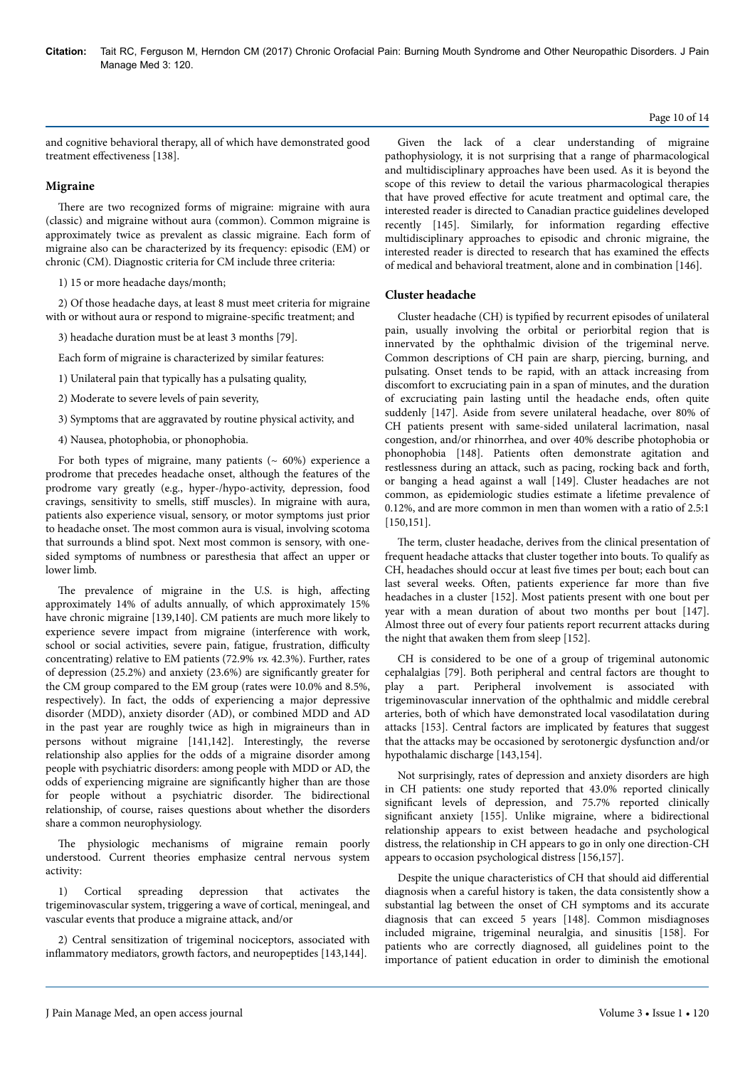and cognitive behavioral therapy, all of which have demonstrated good treatment effectiveness [138].

## Migraine

There are two recognized forms of migraine: migraine with aura (classic) and migraine without aura (common). Common migraine is approximately twice as prevalent as classic migraine. Each form of migraine also can be characterized by its frequency: episodic (EM) or chronic (CM). Diagnostic criteria for CM include three criteria:

1) 15 or more headache days/month;

2) Of those headache days, at least 8 must meet criteria for migraine with or without aura or respond to migraine-specific treatment; and

3) headache duration must be at least 3 months [79].

Each form of migraine is characterized by similar features:

1) Unilateral pain that typically has a pulsating quality,

2) Moderate to severe levels of pain severity,

3) Symptoms that are aggravated by routine physical activity, and

4) Nausea, photophobia, or phonophobia.

For both types of migraine, many patients (~ 60%) experience a prodrome that precedes headache onset, although the features of the prodrome vary greatly (e.g., hyper-/hypo-activity, depression, food cravings, sensitivity to smells, stiff muscles). In migraine with aura, patients also experience visual, sensory, or motor symptoms just prior to headache onset. The most common aura is visual, involving scotoma that surrounds a blind spot. Next most common is sensory, with one-sided symptoms of numbness or paresthesia that affect an upper or lower limb.

The prevalence of migraine in the U.S. is high, affecting approximately 14% of adults annually, of which approximately 15% have chronic migraine [139,140]. CM patients are much more likely to experience severe impact from migraine (interference with work, school or social activities, severe pain, fatigue, frustration, difficulty concentrating) relative to EM patients (72.9% *vs.* 42.3%). Further, rates of depression (25.2%) and anxiety (23.6%) are significantly greater for the CM group compared to the EM group (rates were 10.0% and 8.5%, respectively). In fact, the odds of experiencing a major depressive disorder (MDD), anxiety disorder (AD), or combined MDD and AD in the past year are roughly twice as high in migraineurs than in persons without migraine [141,142]. Interestingly, the reverse relationship also applies for the odds of a migraine disorder among people with psychiatric disorders: among people with MDD or AD, the odds of experiencing migraine are significantly higher than are those for people without a psychiatric disorder. The bidirectional relationship, of course, raises questions about whether the disorders share a common neurophysiology.

The physiologic mechanisms of migraine remain poorly understood. Current theories emphasize central nervous system activity:

1) Cortical spreading depression that activates the trigeminovascular system, triggering a wave of cortical, meningeal, and vascular events that produce a migraine attack, and/or

2) Central sensitization of trigeminal nociceptors, associated with inflammatory mediators, growth factors, and neuropeptides [143,144].

Given the lack of a clear understanding of migraine pathophysiology, it is not surprising that a range of pharmacological and multidisciplinary approaches have been used. As it is beyond the scope of this review to detail the various pharmacological therapies that have proved effective for acute treatment and optimal care, the interested reader is directed to Canadian practice guidelines developed recently [145]. Similarly, for information regarding effective multidisciplinary approaches to episodic and chronic migraine, the interested reader is directed to research that has examined the effects of medical and behavioral treatment, alone and in combination [146].

## Cluster headache

Cluster headache (CH) is typified by recurrent episodes of unilateral pain, usually involving the orbital or periorbital region that is innervated by the ophthalmic division of the trigeminal nerve. Common descriptions of CH pain are sharp, piercing, burning, and pulsating. Onset tends to be rapid, with an attack increasing from discomfort to excruciating pain in a span of minutes, and the duration of excruciating pain lasting until the headache ends, often quite suddenly [147]. Aside from severe unilateral headache, over 80% of CH patients present with same-sided unilateral lacrimation, nasal congestion, and/or rhinorrhea, and over 40% describe photophobia or phonophobia [148]. Patients often demonstrate agitation and restlessness during an attack, such as pacing, rocking back and forth, or banging a head against a wall [149]. Cluster headaches are not common, as epidemiologic studies estimate a lifetime prevalence of 0.12%, and are more common in men than women with a ratio of 2.5:1 [150,151].

The term, cluster headache, derives from the clinical presentation of frequent headache attacks that cluster together into bouts. To qualify as CH, headaches should occur at least five times per bout; each bout can last several weeks. Often, patients experience far more than five headaches in a cluster [152]. Most patients present with one bout per year with a mean duration of about two months per bout [147]. Almost three out of every four patients report recurrent attacks during the night that awaken them from sleep [152].

CH is considered to be one of a group of trigeminal autonomic cephalalgias [79]. Both peripheral and central factors are thought to play a part. Peripheral involvement is associated with trigeminovascular innervation of the ophthalmic and middle cerebral arteries, both of which have demonstrated local vasodilatation during attacks [153]. Central factors are implicated by features that suggest that the attacks may be occasioned by serotonergic dysfunction and/or hypothalamic discharge [143,154].

Not surprisingly, rates of depression and anxiety disorders are high in CH patients: one study reported that 43.0% reported clinically significant levels of depression, and 75.7% reported clinically significant anxiety [155]. Unlike migraine, where a bidirectional relationship appears to exist between headache and psychological distress, the relationship in CH appears to go in only one direction-CH appears to occasion psychological distress [156,157].

Despite the unique characteristics of CH that should aid differential diagnosis when a careful history is taken, the data consistently show a substantial lag between the onset of CH symptoms and its accurate diagnosis that can exceed 5 years [148]. Common misdiagnoses included migraine, trigeminal neuralgia, and sinusitis [158]. For patients who are correctly diagnosed, all guidelines point to the importance of patient education in order to diminish the emotional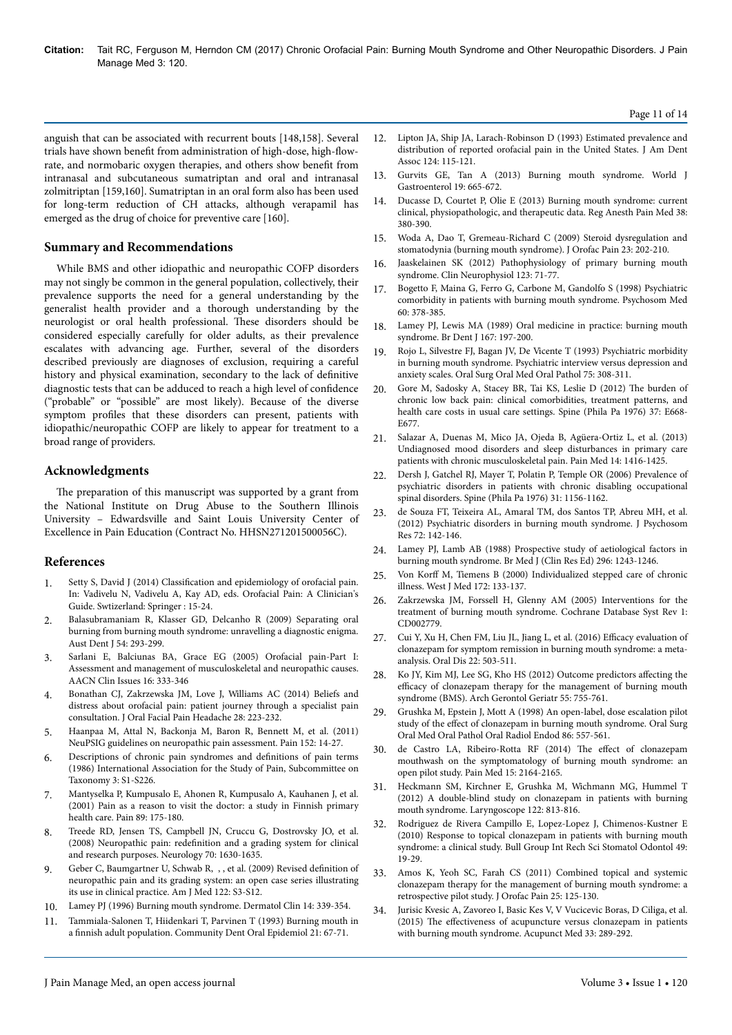anguish that can be associated with recurrent bouts [148,158]. Several trials have shown benefit from administration of high-dose, high-flow-rate, and normobaric oxygen therapies, and others show benefit from intranasal and subcutaneous sumatriptan and oral and intranasal zolmitriptan [159,160]. Sumatriptan in an oral form also has been used for long-term reduction of CH attacks, although verapamil has emerged as the drug of choice for preventive care [160].

## Summary and Recommendations

While BMS and other idiopathic and neuropathic COFP disorders may not singly be common in the general population, collectively, their prevalence supports the need for a general understanding by the generalist health provider and a thorough understanding by the neurologist or oral health professional. These disorders should be considered especially carefully for older adults, as their prevalence escalates with advancing age. Further, several of the disorders described previously are diagnoses of exclusion, requiring a careful history and physical examination, secondary to the lack of definitive diagnostic tests that can be adduced to reach a high level of confidence ("probable" or "possible" are most likely). Because of the diverse symptom profiles that these disorders can present, patients with idiopathic/neuropathic COFP are likely to appear for treatment to a broad range of providers.

## Acknowledgments

The preparation of this manuscript was supported by a grant from the National Institute on Drug Abuse to the Southern Illinois University – Edwardsville and Saint Louis University Center of Excellence in Pain Education (Contract No. HHSN271201500056C).

## References

1. Setty S, David J (2014) Classification and epidemiology of orofacial pain. In: Vadivelu N, Vadivelu A, Kay AD, eds. Orofacial Pain: A Clinician's Guide. Swtizerland: Springer : 15-24.
2. Balasubramaniam R, Klasser GD, Delcanho R (2009) Separating oral burning from burning mouth syndrome: unravelling a diagnostic enigma. Aust Dent J 54: 293-299.
3. Sarlani E, Balciunas BA, Grace EG (2005) Orofacial pain-Part I: Assessment and management of musculoskeletal and neuropathic causes. AACN Clin Issues 16: 333-346
4. Bonathan CJ, Zakrzewska JM, Love J, Williams AC (2014) Beliefs and distress about orofacial pain: patient journey through a specialist pain consultation. J Oral Facial Pain Headache 28: 223-232.
5. Haanpaa M, Attal N, Backonja M, Baron R, Bennett M, et al. (2011) NeuPSIG guidelines on neuropathic pain assessment. Pain 152: 14-27.
6. Descriptions of chronic pain syndromes and definitions of pain terms (1986) International Association for the Study of Pain, Subcommittee on Taxonomy 3: S1-S226.
7. Mantyselka P, Kumpusalo E, Ahonen R, Kumpusalo A, Kauhanen J, et al. (2001) Pain as a reason to visit the doctor: a study in Finnish primary health care. Pain 89: 175-180.
8. Treede RD, Jensen TS, Campbell JN, Cruccu G, Dostrovsky JO, et al. (2008) Neuropathic pain: redefinition and a grading system for clinical and research purposes. Neurology 70: 1630-1635.
9. Geber C, Baumgartner U, Schwab R, , , et al. (2009) Revised definition of neuropathic pain and its grading system: an open case series illustrating its use in clinical practice. Am J Med 122: S3-S12.
10. Lamey PJ (1996) Burning mouth syndrome. Dermatol Clin 14: 339-354.
11. Tammiala-Salonen T, Hiidenkari T, Parvinen T (1993) Burning mouth in a finnish adult population. Community Dent Oral Epidemiol 21: 67-71.
12. Lipton JA, Ship JA, Larach-Robinson D (1993) Estimated prevalence and distribution of reported orofacial pain in the United States. J Am Dent Assoc 124: 115-121.
13. Gurvits GE, Tan A (2013) Burning mouth syndrome. World J Gastroenterol 19: 665-672.
14. Ducasse D, Courtet P, Olie E (2013) Burning mouth syndrome: current clinical, physiopathologic, and therapeutic data. Reg Anesth Pain Med 38: 380-390.
15. Woda A, Dao T, Gremeau-Richard C (2009) Steroid dysregulation and stomatodynia (burning mouth syndrome). J Orofac Pain 23: 202-210.
16. Jaaskelainen SK (2012) Pathophysiology of primary burning mouth syndrome. Clin Neurophysiol 123: 71-77.
17. Bogetto F, Maina G, Ferro G, Carbone M, Gandolfo S (1998) Psychiatric comorbidity in patients with burning mouth syndrome. Psychosom Med 60: 378-385.
18. Lamey PJ, Lewis MA (1989) Oral medicine in practice: burning mouth syndrome. Br Dent J 167: 197-200.
19. Rojo L, Silvestre FJ, Bagan JV, De Vicente T (1993) Psychiatric morbidity in burning mouth syndrome. Psychiatric interview versus depression and anxiety scales. Oral Surg Oral Med Oral Pathol 75: 308-311.
20. Gore M, Sadosky A, Stacey BR, Tai KS, Leslie D (2012) The burden of chronic low back pain: clinical comorbidities, treatment patterns, and health care costs in usual care settings. Spine (Phila Pa 1976) 37: E668-E677.
21. Salazar A, Duenas M, Mico JA, Ojeda B, Agüera-Ortiz L, et al. (2013) Undiagnosed mood disorders and sleep disturbances in primary care patients with chronic musculoskeletal pain. Pain Med 14: 1416-1425.
22. Dersh J, Gatchel RJ, Mayer T, Polatin P, Temple OR (2006) Prevalence of psychiatric disorders in patients with chronic disabling occupational spinal disorders. Spine (Phila Pa 1976) 31: 1156-1162.
23. de Souza FT, Teixeira AL, Amaral TM, dos Santos TP, Abreu MH, et al. (2012) Psychiatric disorders in burning mouth syndrome. J Psychosom Res 72: 142-146.
24. Lamey PJ, Lamb AB (1988) Prospective study of aetiological factors in burning mouth syndrome. Br Med J (Clin Res Ed) 296: 1243-1246.
25. Von Korff M, Tiemens B (2000) Individualized stepped care of chronic illness. West J Med 172: 133-137.
26. Zakrzewska JM, Forssell H, Glenny AM (2005) Interventions for the treatment of burning mouth syndrome. Cochrane Database Syst Rev 1: CD002779.
27. Cui Y, Xu H, Chen FM, Liu JL, Jiang L, et al. (2016) Efficacy evaluation of clonazepam for symptom remission in burning mouth syndrome: a meta-analysis. Oral Dis 22: 503-511.
28. Ko JY, Kim MJ, Lee SG, Kho HS (2012) Outcome predictors affecting the efficacy of clonazepam therapy for the management of burning mouth syndrome (BMS). Arch Gerontol Geriatr 55: 755-761.
29. Grushka M, Epstein J, Mott A (1998) An open-label, dose escalation pilot study of the effect of clonazepam in burning mouth syndrome. Oral Surg Oral Med Oral Pathol Oral Radiol Endod 86: 557-561.
30. de Castro LA, Ribeiro-Rotta RF (2014) The effect of clonazepam mouthwash on the symptomatology of burning mouth syndrome: an open pilot study. Pain Med 15: 2164-2165.
31. Heckmann SM, Kirchner E, Grushka M, Wichmann MG, Hummel T (2012) A double-blind study on clonazepam in patients with burning mouth syndrome. Laryngoscope 122: 813-816.
32. Rodriguez de Rivera Campillo E, Lopez-Lopez J, Chimenos-Kustner E (2010) Response to topical clonazepam in patients with burning mouth syndrome: a clinical study. Bull Group Int Rech Sci Stomatol Odontol 49: 19-29.
33. Amos K, Yeoh SC, Farah CS (2011) Combined topical and systemic clonazepam therapy for the management of burning mouth syndrome: a retrospective pilot study. J Orofac Pain 25: 125-130.
34. Jurisic Kvesic A, Zavoreo I, Basic Kes V, V Vucicevic Boras, D Ciliga, et al. (2015) The effectiveness of acupuncture versus clonazepam in patients with burning mouth syndrome. Acupunct Med 33: 289-292.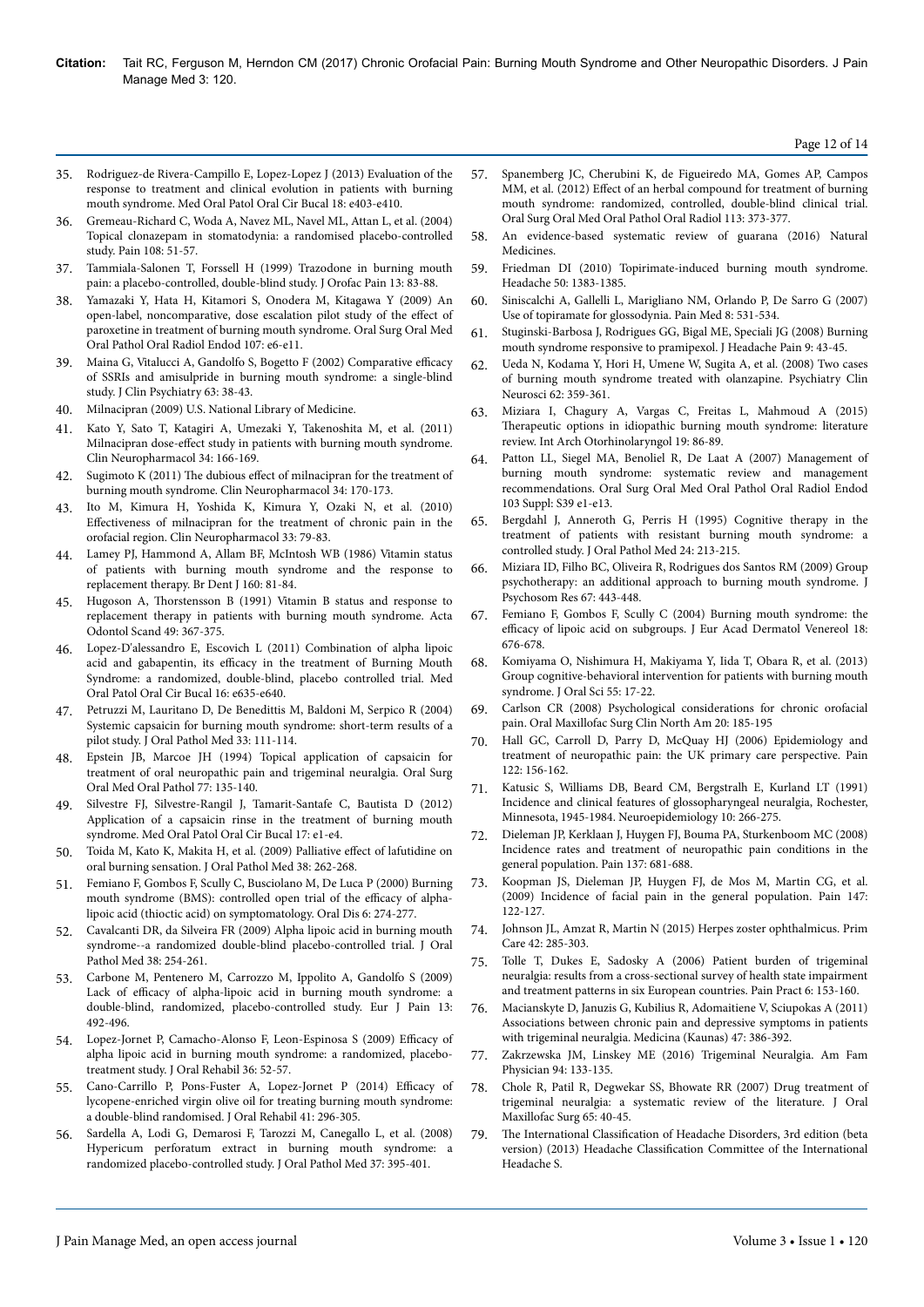35. Rodriguez-de Rivera-Campillo E, Lopez-Lopez J (2013) Evaluation of the response to treatment and clinical evolution in patients with burning mouth syndrome. Med Oral Patol Oral Cir Bucal 18: e403-e410.
36. Gremeau-Richard C, Woda A, Navez ML, Navel ML, Attan L, et al. (2004) Topical clonazepam in stomatodynia: a randomised placebo-controlled study. Pain 108: 51-57.
37. Tammiala-Salonen T, Forssell H (1999) Trazodone in burning mouth pain: a placebo-controlled, double-blind study. J Orofac Pain 13: 83-88.
38. Yamazaki Y, Hata H, Kitamori S, Onodera M, Kitagawa Y (2009) An open-label, noncomparative, dose escalation pilot study of the effect of paroxetine in treatment of burning mouth syndrome. Oral Surg Oral Med Oral Pathol Oral Radiol Endod 107: e6-e11.
39. Maina G, Vitalucci A, Gandolfo S, Bogetto F (2002) Comparative efficacy of SSRIs and amisulpride in burning mouth syndrome: a single-blind study. J Clin Psychiatry 63: 38-43.
40. Milnacipran (2009) U.S. National Library of Medicine.
41. Kato Y, Sato T, Katagiri A, Umezaki Y, Takenoshita M, et al. (2011) Milnacipran dose-effect study in patients with burning mouth syndrome. Clin Neuropharmacol 34: 166-169.
42. Sugimoto K (2011) The dubious effect of milnacipran for the treatment of burning mouth syndrome. Clin Neuropharmacol 34: 170-173.
43. Ito M, Kimura H, Yoshida K, Kimura Y, Ozaki N, et al. (2010) Effectiveness of milnacipran for the treatment of chronic pain in the orofacial region. Clin Neuropharmacol 33: 79-83.
44. Lamey PJ, Hammond A, Allam BF, McIntosh WB (1986) Vitamin status of patients with burning mouth syndrome and the response to replacement therapy. Br Dent J 160: 81-84.
45. Hugoson A, Thorstensson B (1991) Vitamin B status and response to replacement therapy in patients with burning mouth syndrome. Acta Odontol Scand 49: 367-375.
46. Lopez-D'alessandro E, Escovich L (2011) Combination of alpha lipoic acid and gabapentin, its efficacy in the treatment of Burning Mouth Syndrome: a randomized, double-blind, placebo controlled trial. Med Oral Patol Oral Cir Bucal 16: e635-e640.
47. Petruzzi M, Lauritano D, De Benedittis M, Baldoni M, Serpico R (2004) Systemic capsaicin for burning mouth syndrome: short-term results of a pilot study. J Oral Pathol Med 33: 111-114.
48. Epstein JB, Marcoe JH (1994) Topical application of capsaicin for treatment of oral neuropathic pain and trigeminal neuralgia. Oral Surg Oral Med Oral Pathol 77: 135-140.
49. Silvestre FJ, Silvestre-Rangil J, Tamarit-Santafe C, Bautista D (2012) Application of a capsaicin rinse in the treatment of burning mouth syndrome. Med Oral Patol Oral Cir Bucal 17: e1-e4.
50. Toida M, Kato K, Makita H, et al. (2009) Palliative effect of lafutidine on oral burning sensation. J Oral Pathol Med 38: 262-268.
51. Femiano F, Gombos F, Scully C, Busciolano M, De Luca P (2000) Burning mouth syndrome (BMS): controlled open trial of the efficacy of alpha-lipoic acid (thioctic acid) on symptomatology. Oral Dis 6: 274-277.
52. Cavalcanti DR, da Silveira FR (2009) Alpha lipoic acid in burning mouth syndrome--a randomized double-blind placebo-controlled trial. J Oral Pathol Med 38: 254-261.
53. Carbone M, Pentenero M, Carrozzo M, Ippolito A, Gandolfo S (2009) Lack of efficacy of alpha-lipoic acid in burning mouth syndrome: a double-blind, randomized, placebo-controlled study. Eur J Pain 13: 492-496.
54. Lopez-Jornet P, Camacho-Alonso F, Leon-Espinosa S (2009) Efficacy of alpha lipoic acid in burning mouth syndrome: a randomized, placebo-treatment study. J Oral Rehabil 36: 52-57.
55. Cano-Carrillo P, Pons-Fuster A, Lopez-Jornet P (2014) Efficacy of lycopene-enriched virgin olive oil for treating burning mouth syndrome: a double-blind randomised. J Oral Rehabil 41: 296-305.
56. Sardella A, Lodi G, Demarosi F, Tarozzi M, Canegallo L, et al. (2008) Hypericum perforatum extract in burning mouth syndrome: a randomized placebo-controlled study. J Oral Pathol Med 37: 395-401.
57. Spanemberg JC, Cherubini K, de Figueiredo MA, Gomes AP, Campos MM, et al. (2012) Effect of an herbal compound for treatment of burning mouth syndrome: randomized, controlled, double-blind clinical trial. Oral Surg Oral Med Oral Pathol Oral Radiol 113: 373-377.
58. An evidence-based systematic review of guarana (2016) Natural Medicines.
59. Friedman DI (2010) Topirimate-induced burning mouth syndrome. Headache 50: 1383-1385.
60. Siniscalchi A, Gallelli L, Marigliano NM, Orlando P, De Sarro G (2007) Use of topiramate for glossodynia. Pain Med 8: 531-534.
61. Stuginski-Barbosa J, Rodrigues GG, Bigal ME, Speciali JG (2008) Burning mouth syndrome responsive to pramipexol. J Headache Pain 9: 43-45.
62. Ueda N, Kodama Y, Hori H, Umene W, Sugita A, et al. (2008) Two cases of burning mouth syndrome treated with olanzapine. Psychiatry Clin Neurosci 62: 359-361.
63. Miziara I, Chagury A, Vargas C, Freitas L, Mahmoud A (2015) Therapeutic options in idiopathic burning mouth syndrome: literature review. Int Arch Otorhinolaryngol 19: 86-89.
64. Patton LL, Siegel MA, Benoliel R, De Laat A (2007) Management of burning mouth syndrome: systematic review and management recommendations. Oral Surg Oral Med Oral Pathol Oral Radiol Endod 103 Suppl: S39 e1-e13.
65. Bergdahl J, Anneroth G, Perris H (1995) Cognitive therapy in the treatment of patients with resistant burning mouth syndrome: a controlled study. J Oral Pathol Med 24: 213-215.
66. Miziara ID, Filho BC, Oliveira R, Rodrigues dos Santos RM (2009) Group psychotherapy: an additional approach to burning mouth syndrome. J Psychosom Res 67: 443-448.
67. Femiano F, Gombos F, Scully C (2004) Burning mouth syndrome: the efficacy of lipoic acid on subgroups. J Eur Acad Dermatol Venereol 18: 676-678.
68. Komiyama O, Nishimura H, Makiyama Y, Iida T, Obara R, et al. (2013) Group cognitive-behavioral intervention for patients with burning mouth syndrome. J Oral Sci 55: 17-22.
69. Carlson CR (2008) Psychological considerations for chronic orofacial pain. Oral Maxillofac Surg Clin North Am 20: 185-195
70. Hall GC, Carroll D, Parry D, McQuay HJ (2006) Epidemiology and treatment of neuropathic pain: the UK primary care perspective. Pain 122: 156-162.
71. Katusic S, Williams DB, Beard CM, Bergstralh E, Kurland LT (1991) Incidence and clinical features of glossopharyngeal neuralgia, Rochester, Minnesota, 1945-1984. Neuroepidemiology 10: 266-275.
72. Dieleman JP, Kerklaan J, Huygen FJ, Bouma PA, Sturkenboom MC (2008) Incidence rates and treatment of neuropathic pain conditions in the general population. Pain 137: 681-688.
73. Koopman JS, Dieleman JP, Huygen FJ, de Mos M, Martin CG, et al. (2009) Incidence of facial pain in the general population. Pain 147: 122-127.
74. Johnson JL, Amzat R, Martin N (2015) Herpes zoster ophthalmicus. Prim Care 42: 285-303.
75. Tolle T, Dukes E, Sadosky A (2006) Patient burden of trigeminal neuralgia: results from a cross-sectional survey of health state impairment and treatment patterns in six European countries. Pain Pract 6: 153-160.
76. Macianskyte D, Januzis G, Kubilius R, Adomaitiene V, Sciupokas A (2011) Associations between chronic pain and depressive symptoms in patients with trigeminal neuralgia. Medicina (Kaunas) 47: 386-392.
77. Zakrzewska JM, Linskey ME (2016) Trigeminal Neuralgia. Am Fam Physician 94: 133-135.
78. Chole R, Patil R, Degwekar SS, Bhowate RR (2007) Drug treatment of trigeminal neuralgia: a systematic review of the literature. J Oral Maxillofac Surg 65: 40-45.
79. The International Classification of Headache Disorders, 3rd edition (beta version) (2013) Headache Classification Committee of the International Headache S.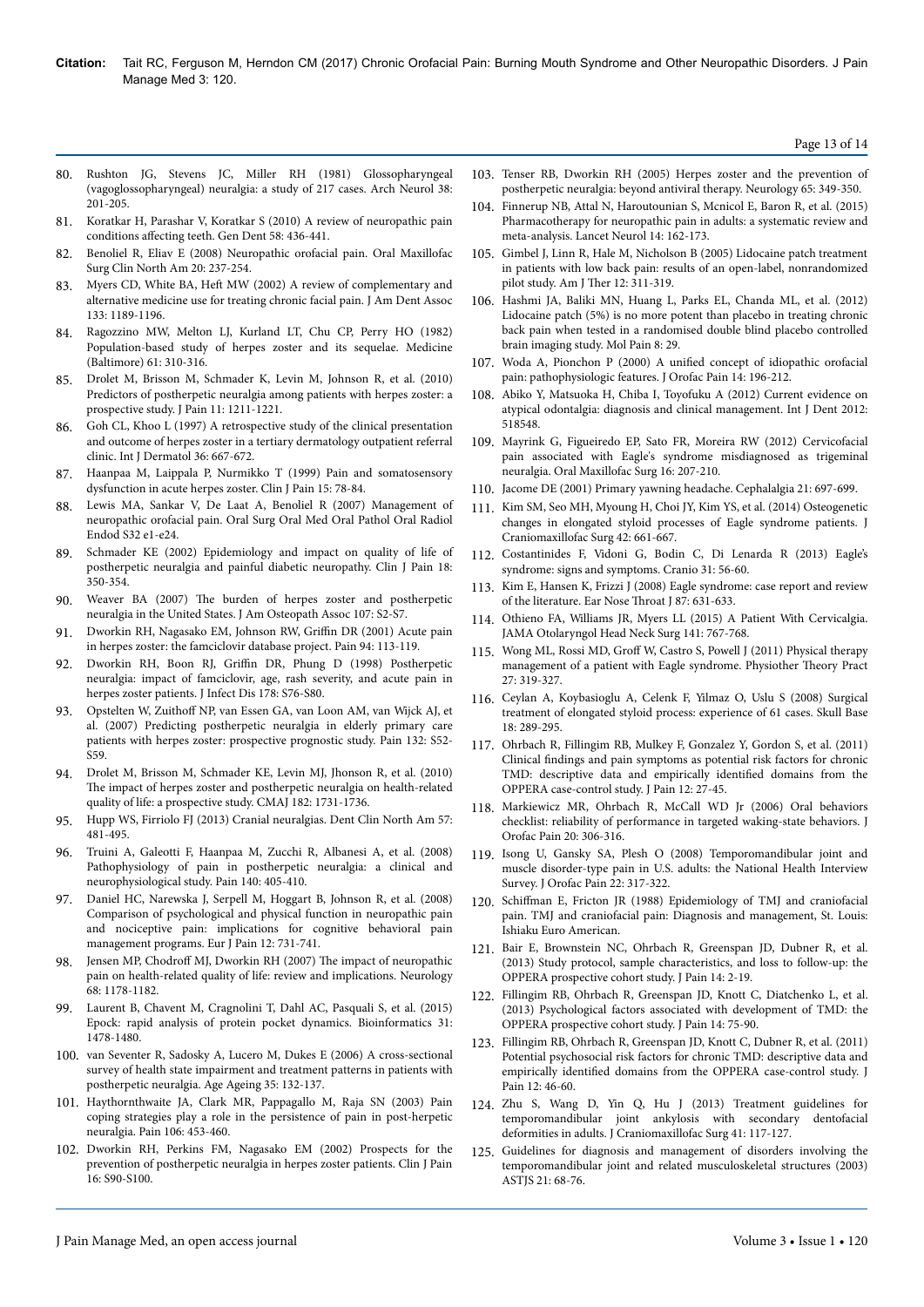80. Rushton JG, Stevens JC, Miller RH (1981) Glossopharyngeal (vagoglossopharyngeal) neuralgia: a study of 217 cases. Arch Neurol 38: 201-205.
81. Koratkar H, Parashar V, Koratkar S (2010) A review of neuropathic pain conditions affecting teeth. Gen Dent 58: 436-441.
82. Benoliel R, Eliav E (2008) Neuropathic orofacial pain. Oral Maxillofac Surg Clin North Am 20: 237-254.
83. Myers CD, White BA, Heft MW (2002) A review of complementary and alternative medicine use for treating chronic facial pain. J Am Dent Assoc 133: 1189-1196.
84. Ragozzino MW, Melton LJ, Kurland LT, Chu CP, Perry HO (1982) Population-based study of herpes zoster and its sequelae. Medicine (Baltimore) 61: 310-316.
85. Drolet M, Brisson M, Schmader K, Levin M, Johnson R, et al. (2010) Predictors of postherpetic neuralgia among patients with herpes zoster: a prospective study. J Pain 11: 1211-1221.
86. Goh CL, Khoo L (1997) A retrospective study of the clinical presentation and outcome of herpes zoster in a tertiary dermatology outpatient referral clinic. Int J Dermatol 36: 667-672.
87. Haanpaa M, Laippala P, Nurmikko T (1999) Pain and somatosensory dysfunction in acute herpes zoster. Clin J Pain 15: 78-84.
88. Lewis MA, Sankar V, De Laat A, Benoliel R (2007) Management of neuropathic orofacial pain. Oral Surg Oral Med Oral Pathol Oral Radiol Endod S32 e1-e24.
89. Schmader KE (2002) Epidemiology and impact on quality of life of postherpetic neuralgia and painful diabetic neuropathy. Clin J Pain 18: 350-354.
90. Weaver BA (2007) The burden of herpes zoster and postherpetic neuralgia in the United States. J Am Osteopath Assoc 107: S2-S7.
91. Dworkin RH, Nagasako EM, Johnson RW, Griffin DR (2001) Acute pain in herpes zoster: the famciclovir database project. Pain 94: 113-119.
92. Dworkin RH, Boon RJ, Griffin DR, Phung D (1998) Postherpetic neuralgia: impact of famciclovir, age, rash severity, and acute pain in herpes zoster patients. J Infect Dis 178: S76-S80.
93. Opstelten W, Zuithoff NP, van Essen GA, van Loon AM, van Wijck AJ, et al. (2007) Predicting postherpetic neuralgia in elderly primary care patients with herpes zoster: prospective prognostic study. Pain 132: S52-S59.
94. Drolet M, Brisson M, Schmader KE, Levin MJ, Jhonson R, et al. (2010) The impact of herpes zoster and postherpetic neuralgia on health-related quality of life: a prospective study. CMAJ 182: 1731-1736.
95. Hupp WS, Firriolo FJ (2013) Cranial neuralgias. Dent Clin North Am 57: 481-495.
96. Truini A, Galeotti F, Haanpaa M, Zucchi R, Albanesi A, et al. (2008) Pathophysiology of pain in postherpetic neuralgia: a clinical and neurophysiological study. Pain 140: 405-410.
97. Daniel HC, Narewska J, Serpell M, Hoggart B, Johnson R, et al. (2008) Comparison of psychological and physical function in neuropathic pain and nociceptive pain: implications for cognitive behavioral pain management programs. Eur J Pain 12: 731-741.
98. Jensen MP, Chodroff MJ, Dworkin RH (2007) The impact of neuropathic pain on health-related quality of life: review and implications. Neurology 68: 1178-1182.
99. Laurent B, Chavent M, Cragnolini T, Dahl AC, Pasquali S, et al. (2015) Epock: rapid analysis of protein pocket dynamics. Bioinformatics 31: 1478-1480.
100. van Seventer R, Sadosky A, Lucero M, Dukes E (2006) A cross-sectional survey of health state impairment and treatment patterns in patients with postherpetic neuralgia. Age Ageing 35: 132-137.
101. Haythornthwaite JA, Clark MR, Pappagallo M, Raja SN (2003) Pain coping strategies play a role in the persistence of pain in post-herpetic neuralgia. Pain 106: 453-460.
102. Dworkin RH, Perkins FM, Nagasako EM (2002) Prospects for the prevention of postherpetic neuralgia in herpes zoster patients. Clin J Pain 16: S90-S100.
103. Tenser RB, Dworkin RH (2005) Herpes zoster and the prevention of postherpetic neuralgia: beyond antiviral therapy. Neurology 65: 349-350.
104. Finnerup NB, Attal N, Haroutounian S, Mcnicol E, Baron R, et al. (2015) Pharmacotherapy for neuropathic pain in adults: a systematic review and meta-analysis. Lancet Neurol 14: 162-173.
105. Gimbel J, Linn R, Hale M, Nicholson B (2005) Lidocaine patch treatment in patients with low back pain: results of an open-label, nonrandomized pilot study. Am J Ther 12: 311-319.
106. Hashmi JA, Baliki MN, Huang L, Parks EL, Chanda ML, et al. (2012) Lidocaine patch (5%) is no more potent than placebo in treating chronic back pain when tested in a randomised double blind placebo controlled brain imaging study. Mol Pain 8: 29.
107. Woda A, Pionchon P (2000) A unified concept of idiopathic orofacial pain: pathophysiologic features. J Orofac Pain 14: 196-212.
108. Abiko Y, Matsuoka H, Chiba I, Toyofuku A (2012) Current evidence on atypical odontalgia: diagnosis and clinical management. Int J Dent 2012: 518548.
109. Mayrink G, Figueiredo EP, Sato FR, Moreira RW (2012) Cervicofacial pain associated with Eagle's syndrome misdiagnosed as trigeminal neuralgia. Oral Maxillofac Surg 16: 207-210.
110. Jacome DE (2001) Primary yawning headache. Cephalalgia 21: 697-699.
111. Kim SM, Seo MH, Myoung H, Choi JY, Kim YS, et al. (2014) Osteogenetic changes in elongated styloid processes of Eagle syndrome patients. J Craniomaxillofac Surg 42: 661-667.
112. Costantinides F, Vidoni G, Bodin C, Di Lenarda R (2013) Eagle's syndrome: signs and symptoms. Cranio 31: 56-60.
113. Kim E, Hansen K, Frizzi J (2008) Eagle syndrome: case report and review of the literature. Ear Nose Throat J 87: 631-633.
114. Othieno FA, Williams JR, Myers LL (2015) A Patient With Cervicalgia. JAMA Otolaryngol Head Neck Surg 141: 767-768.
115. Wong ML, Rossi MD, Groff W, Castro S, Powell J (2011) Physical therapy management of a patient with Eagle syndrome. Physiother Theory Pract 27: 319-327.
116. Ceylan A, Koybasioglu A, Celenk F, Yilmaz O, Uslu S (2008) Surgical treatment of elongated styloid process: experience of 61 cases. Skull Base 18: 289-295.
117. Ohrbach R, Fillingim RB, Mulkey F, Gonzalez Y, Gordon S, et al. (2011) Clinical findings and pain symptoms as potential risk factors for chronic TMD: descriptive data and empirically identified domains from the OPPERA case-control study. J Pain 12: 27-45.
118. Markiewicz MR, Ohrbach R, McCall WD Jr (2006) Oral behaviors checklist: reliability of performance in targeted waking-state behaviors. J Orofac Pain 20: 306-316.
119. Isong U, Gansky SA, Plesh O (2008) Temporomandibular joint and muscle disorder-type pain in U.S. adults: the National Health Interview Survey. J Orofac Pain 22: 317-322.
120. Schiffman E, Fricton JR (1988) Epidemiology of TMJ and craniofacial pain. TMJ and craniofacial pain: Diagnosis and management, St. Louis: Ishiaku Euro American.
121. Bair E, Brownstein NC, Ohrbach R, Greenspan JD, Dubner R, et al. (2013) Study protocol, sample characteristics, and loss to follow-up: the OPPERA prospective cohort study. J Pain 14: 2-19.
122. Fillingim RB, Ohrbach R, Greenspan JD, Knott C, Diatchenko L, et al. (2013) Psychological factors associated with development of TMD: the OPPERA prospective cohort study. J Pain 14: 75-90.
123. Fillingim RB, Ohrbach R, Greenspan JD, Knott C, Dubner R, et al. (2011) Potential psychosocial risk factors for chronic TMD: descriptive data and empirically identified domains from the OPPERA case-control study. J Pain 12: 46-60.
124. Zhu S, Wang D, Yin Q, Hu J (2013) Treatment guidelines for temporomandibular joint ankylosis with secondary dentofacial deformities in adults. J Craniomaxillofac Surg 41: 117-127.
125. Guidelines for diagnosis and management of disorders involving the temporomandibular joint and related musculoskeletal structures (2003) ASTJS 21: 68-76.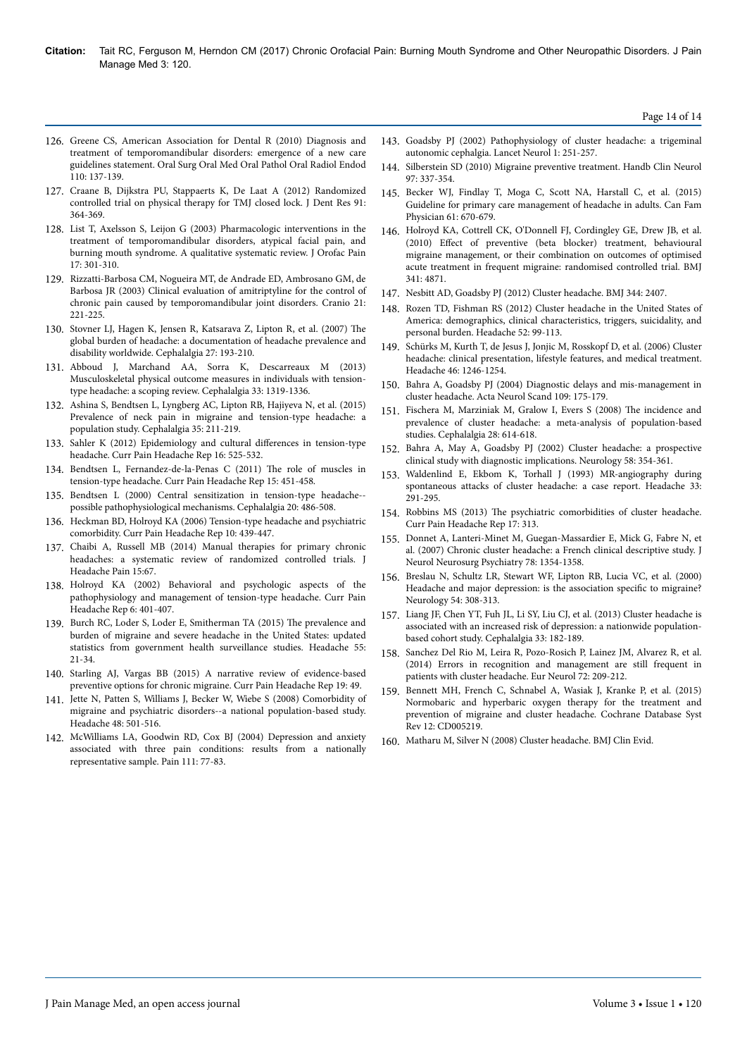126. Greene CS, American Association for Dental R (2010) Diagnosis and treatment of temporomandibular disorders: emergence of a new care guidelines statement. Oral Surg Oral Med Oral Pathol Oral Radiol Endod 110: 137-139.
127. Craane B, Dijkstra PU, Stappaerts K, De Laat A (2012) Randomized controlled trial on physical therapy for TMJ closed lock. J Dent Res 91: 364-369.
128. List T, Axelsson S, Leijon G (2003) Pharmacologic interventions in the treatment of temporomandibular disorders, atypical facial pain, and burning mouth syndrome. A qualitative systematic review. J Orofac Pain 17: 301-310.
129. Rizzatti-Barbosa CM, Nogueira MT, de Andrade ED, Ambrosano GM, de Barbosa JR (2003) Clinical evaluation of amitriptyline for the control of chronic pain caused by temporomandibular joint disorders. Cranio 21: 221-225.
130. Stovner LJ, Hagen K, Jensen R, Katsarava Z, Lipton R, et al. (2007) The global burden of headache: a documentation of headache prevalence and disability worldwide. Cephalalgia 27: 193-210.
131. Abboud J, Marchand AA, Sorra K, Descarreaux M (2013) Musculoskeletal physical outcome measures in individuals with tension-type headache: a scoping review. Cephalalgia 33: 1319-1336.
132. Ashina S, Bendtsen L, Lyngberg AC, Lipton RB, Hajiyeva N, et al. (2015) Prevalence of neck pain in migraine and tension-type headache: a population study. Cephalalgia 35: 211-219.
133. Sahler K (2012) Epidemiology and cultural differences in tension-type headache. Curr Pain Headache Rep 16: 525-532.
134. Bendtsen L, Fernandez-de-la-Penas C (2011) The role of muscles in tension-type headache. Curr Pain Headache Rep 15: 451-458.
135. Bendtsen L (2000) Central sensitization in tension-type headache--possible pathophysiological mechanisms. Cephalalgia 20: 486-508.
136. Heckman BD, Holroyd KA (2006) Tension-type headache and psychiatric comorbidity. Curr Pain Headache Rep 10: 439-447.
137. Chaibi A, Russell MB (2014) Manual therapies for primary chronic headaches: a systematic review of randomized controlled trials. J Headache Pain 15:67.
138. Holroyd KA (2002) Behavioral and psychologic aspects of the pathophysiology and management of tension-type headache. Curr Pain Headache Rep 6: 401-407.
139. Burch RC, Loder S, Loder E, Smitherman TA (2015) The prevalence and burden of migraine and severe headache in the United States: updated statistics from government health surveillance studies. Headache 55: 21-34.
140. Starling AJ, Vargas BB (2015) A narrative review of evidence-based preventive options for chronic migraine. Curr Pain Headache Rep 19: 49.
141. Jette N, Patten S, Williams J, Becker W, Wiebe S (2008) Comorbidity of migraine and psychiatric disorders--a national population-based study. Headache 48: 501-516.
142. McWilliams LA, Goodwin RD, Cox BJ (2004) Depression and anxiety associated with three pain conditions: results from a nationally representative sample. Pain 111: 77-83.
143. Goadsby PJ (2002) Pathophysiology of cluster headache: a trigeminal autonomic cephalgia. Lancet Neurol 1: 251-257.
144. Silberstein SD (2010) Migraine preventive treatment. Handb Clin Neurol 97: 337-354.
145. Becker WJ, Findlay T, Moga C, Scott NA, Harstall C, et al. (2015) Guideline for primary care management of headache in adults. Can Fam Physician 61: 670-679.
146. Holroyd KA, Cottrell CK, O'Donnell FJ, Cordingley GE, Drew JB, et al. (2010) Effect of preventive (beta blocker) treatment, behavioural migraine management, or their combination on outcomes of optimised acute treatment in frequent migraine: randomised controlled trial. BMJ 341: 4871.
147. Nesbitt AD, Goadsby PJ (2012) Cluster headache. BMJ 344: 2407.
148. Rozen TD, Fishman RS (2012) Cluster headache in the United States of America: demographics, clinical characteristics, triggers, suicidality, and personal burden. Headache 52: 99-113.
149. Schürks M, Kurth T, de Jesus J, Jonjic M, Rosskopf D, et al. (2006) Cluster headache: clinical presentation, lifestyle features, and medical treatment. Headache 46: 1246-1254.
150. Bahra A, Goadsby PJ (2004) Diagnostic delays and mis-management in cluster headache. Acta Neurol Scand 109: 175-179.
151. Fischera M, Marziniak M, Gralow I, Evers S (2008) The incidence and prevalence of cluster headache: a meta-analysis of population-based studies. Cephalalgia 28: 614-618.
152. Bahra A, May A, Goadsby PJ (2002) Cluster headache: a prospective clinical study with diagnostic implications. Neurology 58: 354-361.
153. Waldenlind E, Ekbom K, Torhall J (1993) MR-angiography during spontaneous attacks of cluster headache: a case report. Headache 33: 291-295.
154. Robbins MS (2013) The psychiatric comorbidities of cluster headache. Curr Pain Headache Rep 17: 313.
155. Donnet A, Lanteri-Minet M, Guegan-Massardier E, Mick G, Fabre N, et al. (2007) Chronic cluster headache: a French clinical descriptive study. J Neurol Neurosurg Psychiatry 78: 1354-1358.
156. Breslau N, Schultz LR, Stewart WF, Lipton RB, Lucia VC, et al. (2000) Headache and major depression: is the association specific to migraine? Neurology 54: 308-313.
157. Liang JF, Chen YT, Fuh JL, Li SY, Liu CJ, et al. (2013) Cluster headache is associated with an increased risk of depression: a nationwide population-based cohort study. Cephalalgia 33: 182-189.
158. Sanchez Del Rio M, Leira R, Pozo-Rosich P, Lainez JM, Alvarez R, et al. (2014) Errors in recognition and management are still frequent in patients with cluster headache. Eur Neurol 72: 209-212.
159. Bennett MH, French C, Schnabel A, Wasiak J, Kranke P, et al. (2015) Normobaric and hyperbaric oxygen therapy for the treatment and prevention of migraine and cluster headache. Cochrane Database Syst Rev 12: CD005219.
160. Matharu M, Silver N (2008) Cluster headache. BMJ Clin Evid.